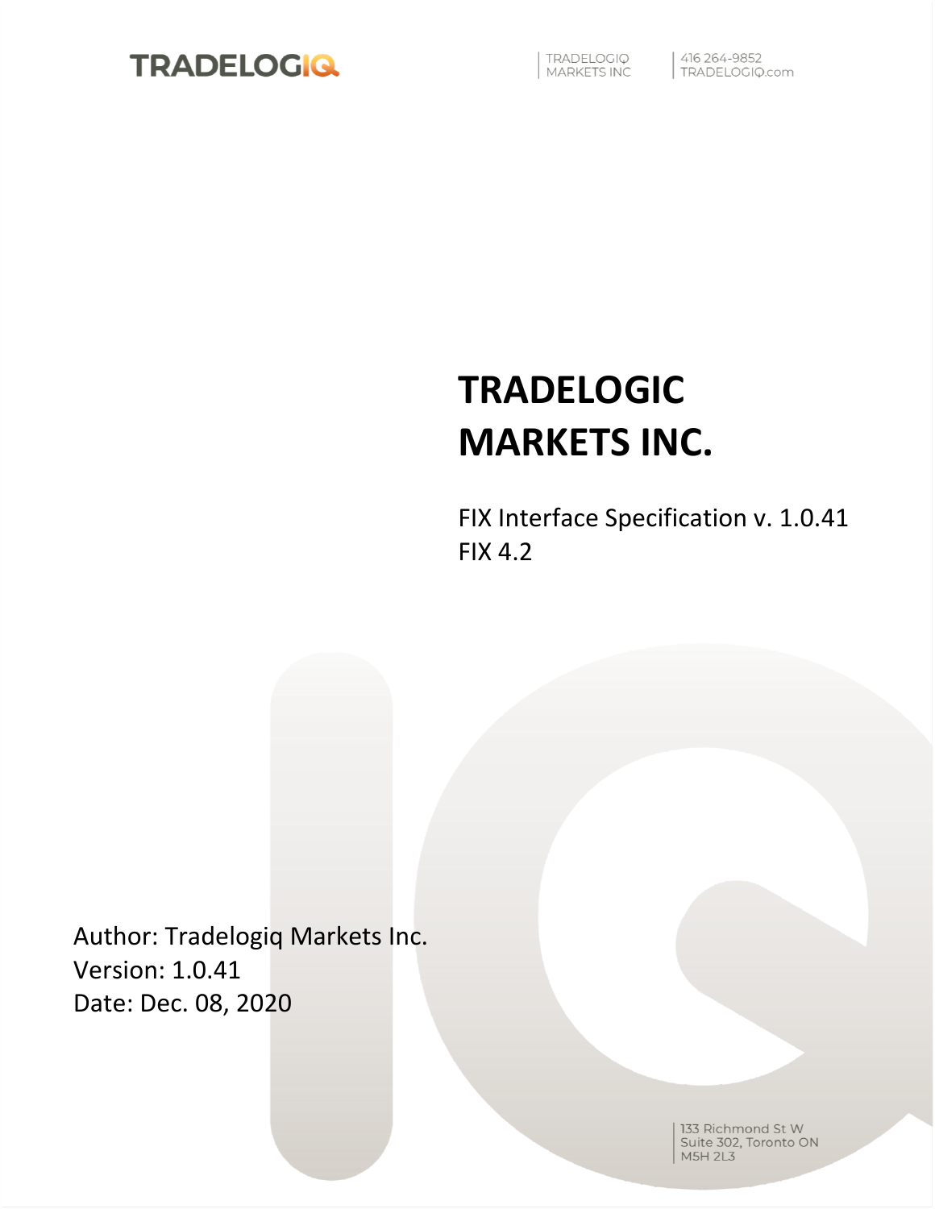TRADELOGIQ

TRADELOGIQ MARKETS INC | 416 264-9852 TRADELOGIQ.com

# TRADELOGIC MARKETS INC.

FIX Interface Specification v. 1.0.41
FIX 4.2

Author: Tradelogiq Markets Inc.
Version: 1.0.41
Date: Dec. 08, 2020

133 Richmond St W
Suite 302, Toronto ON
M5H 2L3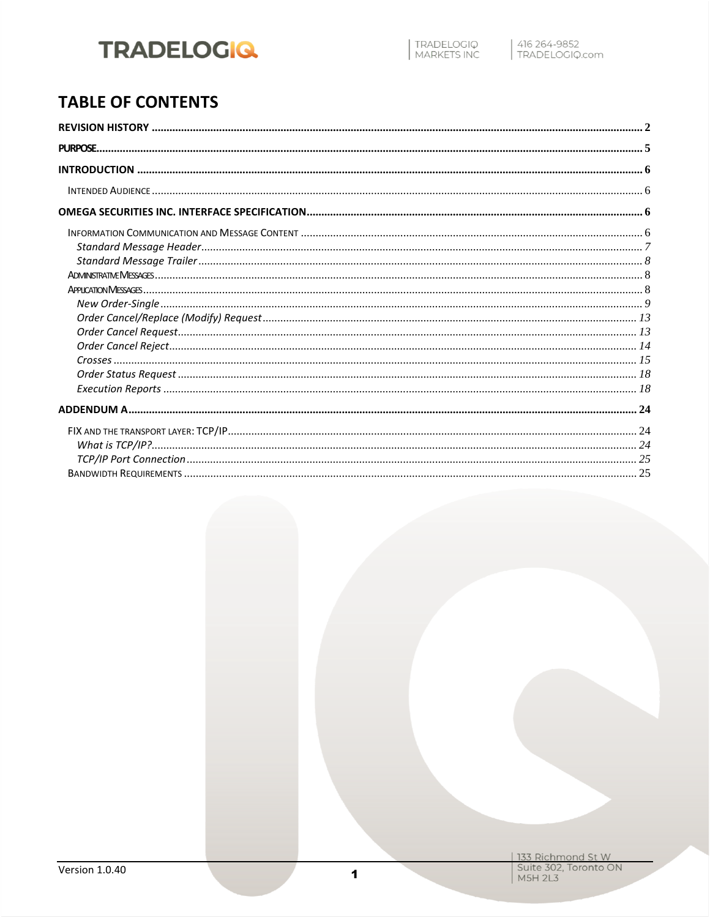# TABLE OF CONTENTS

**REVISION HISTORY** .......... **2**

**PURPOSE** .......... **5**

**INTRODUCTION** .......... **6**

- INTENDED AUDIENCE .......... 6

**OMEGA SECURITIES INC. INTERFACE SPECIFICATION** .......... **6**

- INFORMATION COMMUNICATION AND MESSAGE CONTENT .......... 6
  - *Standard Message Header* .......... *7*
  - *Standard Message Trailer* .......... *8*
- ADMINISTRATIVE MESSAGES .......... 8
- APPLICATION MESSAGES .......... 8
  - *New Order-Single* .......... *9*
  - *Order Cancel/Replace (Modify) Request* .......... *13*
  - *Order Cancel Request* .......... *13*
  - *Order Cancel Reject* .......... *14*
  - *Crosses* .......... *15*
  - *Order Status Request* .......... *18*
  - *Execution Reports* .......... *18*

**ADDENDUM A** .......... **24**

- FIX AND THE TRANSPORT LAYER: TCP/IP .......... 24
  - *What is TCP/IP?* .......... *24*
  - *TCP/IP Port Connection* .......... *25*
- BANDWIDTH REQUIREMENTS .......... 25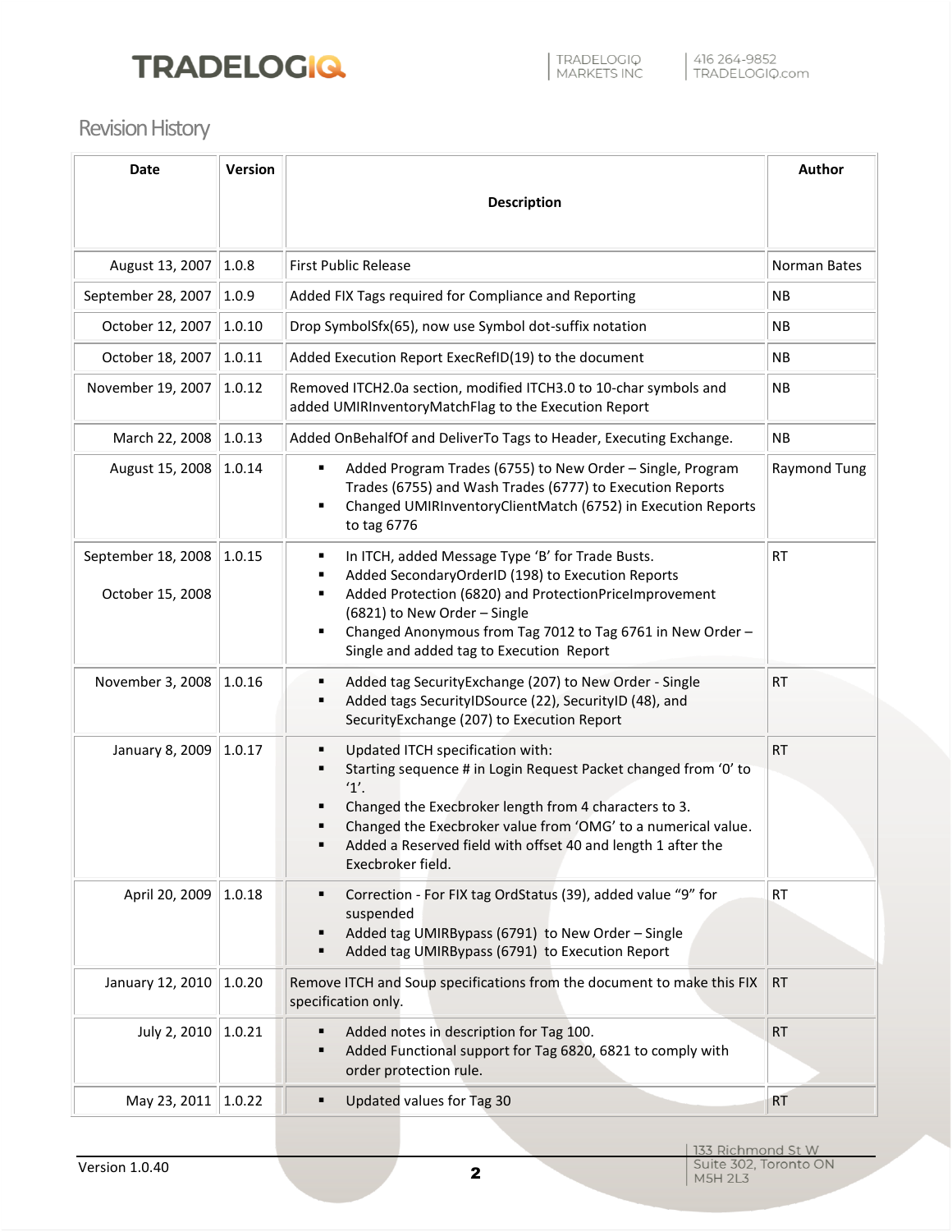## Revision History

| Date | Version | Description | Author |
|---|---|---|---|
| August 13, 2007 | 1.0.8 | First Public Release | Norman Bates |
| September 28, 2007 | 1.0.9 | Added FIX Tags required for Compliance and Reporting | NB |
| October 12, 2007 | 1.0.10 | Drop SymbolSfx(65), now use Symbol dot-suffix notation | NB |
| October 18, 2007 | 1.0.11 | Added Execution Report ExecRefID(19) to the document | NB |
| November 19, 2007 | 1.0.12 | Removed ITCH2.0a section, modified ITCH3.0 to 10-char symbols and added UMIRInventoryMatchFlag to the Execution Report | NB |
| March 22, 2008 | 1.0.13 | Added OnBehalfOf and DeliverTo Tags to Header, Executing Exchange. | NB |
| August 15, 2008 | 1.0.14 | ▪ Added Program Trades (6755) to New Order – Single, Program Trades (6755) and Wash Trades (6777) to Execution Reports<br>▪ Changed UMIRInventoryClientMatch (6752) in Execution Reports to tag 6776 | Raymond Tung |
| September 18, 2008<br>October 15, 2008 | 1.0.15 | ▪ In ITCH, added Message Type 'B' for Trade Busts.<br>▪ Added SecondaryOrderID (198) to Execution Reports<br>▪ Added Protection (6820) and ProtectionPriceImprovement (6821) to New Order – Single<br>▪ Changed Anonymous from Tag 7012 to Tag 6761 in New Order – Single and added tag to Execution Report | RT |
| November 3, 2008 | 1.0.16 | ▪ Added tag SecurityExchange (207) to New Order - Single<br>▪ Added tags SecurityIDSource (22), SecurityID (48), and SecurityExchange (207) to Execution Report | RT |
| January 8, 2009 | 1.0.17 | ▪ Updated ITCH specification with:<br>▪ Starting sequence # in Login Request Packet changed from '0' to '1'.<br>▪ Changed the Execbroker length from 4 characters to 3.<br>▪ Changed the Execbroker value from 'OMG' to a numerical value.<br>▪ Added a Reserved field with offset 40 and length 1 after the Execbroker field. | RT |
| April 20, 2009 | 1.0.18 | ▪ Correction - For FIX tag OrdStatus (39), added value "9" for suspended<br>▪ Added tag UMIRBypass (6791) to New Order – Single<br>▪ Added tag UMIRBypass (6791) to Execution Report | RT |
| January 12, 2010 | 1.0.20 | Remove ITCH and Soup specifications from the document to make this FIX specification only. | RT |
| July 2, 2010 | 1.0.21 | ▪ Added notes in description for Tag 100.<br>▪ Added Functional support for Tag 6820, 6821 to comply with order protection rule. | RT |
| May 23, 2011 | 1.0.22 | ▪ Updated values for Tag 30 | RT |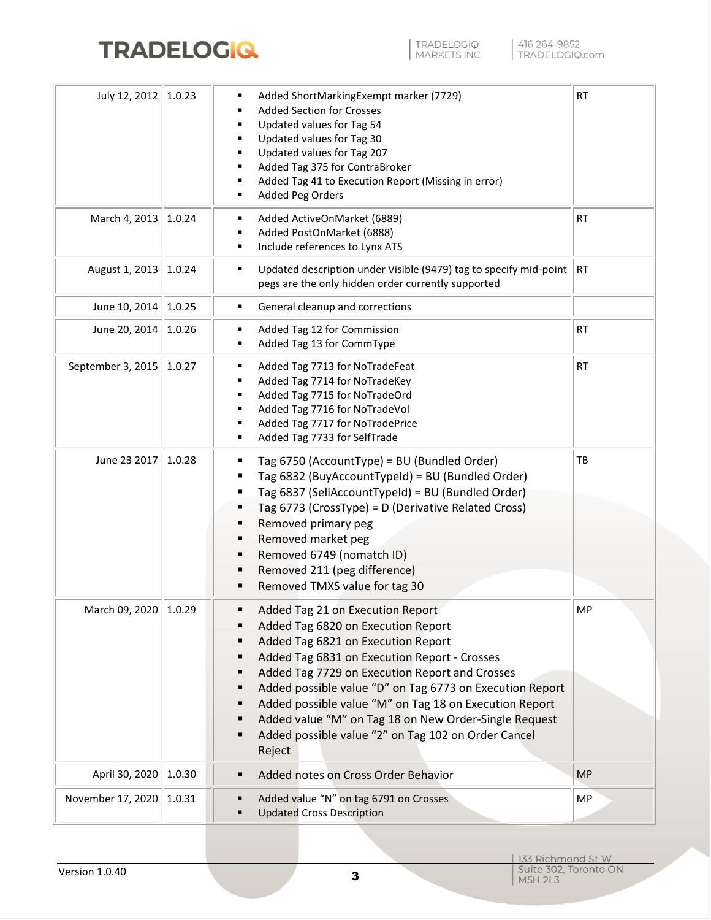| | | | |
|---|---|---|---|
| July 12, 2012 | 1.0.23 | ▪ Added ShortMarkingExempt marker (7729)<br>▪ Added Section for Crosses<br>▪ Updated values for Tag 54<br>▪ Updated values for Tag 30<br>▪ Updated values for Tag 207<br>▪ Added Tag 375 for ContraBroker<br>▪ Added Tag 41 to Execution Report (Missing in error)<br>▪ Added Peg Orders | RT |
| March 4, 2013 | 1.0.24 | ▪ Added ActiveOnMarket (6889)<br>▪ Added PostOnMarket (6888)<br>▪ Include references to Lynx ATS | RT |
| August 1, 2013 | 1.0.24 | ▪ Updated description under Visible (9479) tag to specify mid-point pegs are the only hidden order currently supported | RT |
| June 10, 2014 | 1.0.25 | ▪ General cleanup and corrections | |
| June 20, 2014 | 1.0.26 | ▪ Added Tag 12 for Commission<br>▪ Added Tag 13 for CommType | RT |
| September 3, 2015 | 1.0.27 | ▪ Added Tag 7713 for NoTradeFeat<br>▪ Added Tag 7714 for NoTradeKey<br>▪ Added Tag 7715 for NoTradeOrd<br>▪ Added Tag 7716 for NoTradeVol<br>▪ Added Tag 7717 for NoTradePrice<br>▪ Added Tag 7733 for SelfTrade | RT |
| June 23 2017 | 1.0.28 | ▪ Tag 6750 (AccountType) = BU (Bundled Order)<br>▪ Tag 6832 (BuyAccountTypeId) = BU (Bundled Order)<br>▪ Tag 6837 (SellAccountTypeId) = BU (Bundled Order)<br>▪ Tag 6773 (CrossType) = D (Derivative Related Cross)<br>▪ Removed primary peg<br>▪ Removed market peg<br>▪ Removed 6749 (nomatch ID)<br>▪ Removed 211 (peg difference)<br>▪ Removed TMXS value for tag 30 | TB |
| March 09, 2020 | 1.0.29 | ▪ Added Tag 21 on Execution Report<br>▪ Added Tag 6820 on Execution Report<br>▪ Added Tag 6821 on Execution Report<br>▪ Added Tag 6831 on Execution Report - Crosses<br>▪ Added Tag 7729 on Execution Report and Crosses<br>▪ Added possible value "D" on Tag 6773 on Execution Report<br>▪ Added possible value "M" on Tag 18 on Execution Report<br>▪ Added value "M" on Tag 18 on New Order-Single Request<br>▪ Added possible value "2" on Tag 102 on Order Cancel Reject | MP |
| April 30, 2020 | 1.0.30 | ▪ Added notes on Cross Order Behavior | MP |
| November 17, 2020 | 1.0.31 | ▪ Added value "N" on tag 6791 on Crosses<br>▪ Updated Cross Description | MP |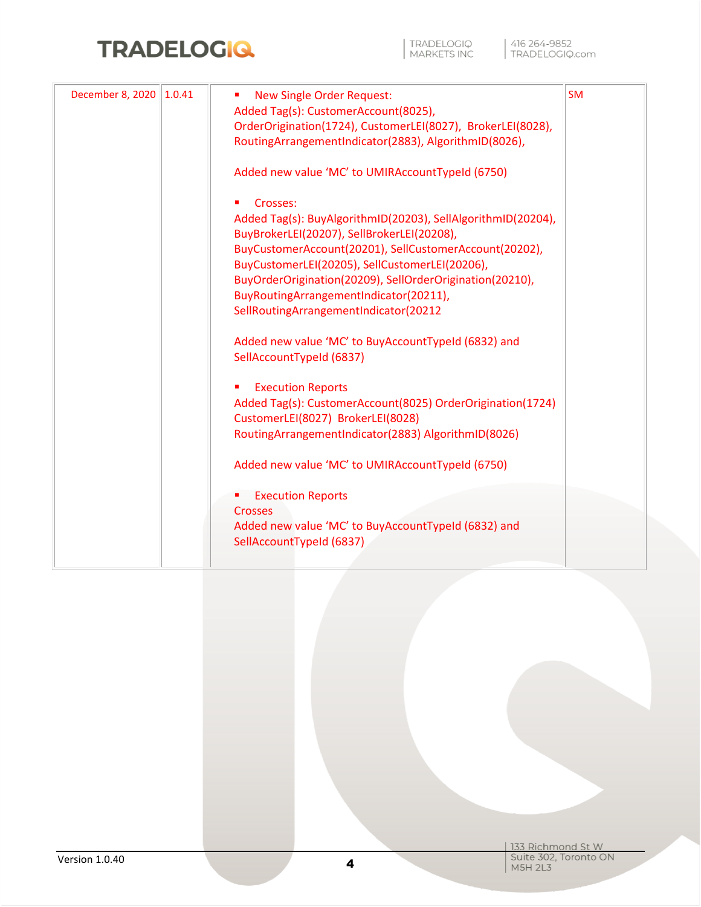| | | | |
|---|---|---|---|
| December 8, 2020 | 1.0.41 | ▪ New Single Order Request:<br>Added Tag(s): CustomerAccount(8025), OrderOrigination(1724), CustomerLEI(8027), BrokerLEI(8028), RoutingArrangementIndicator(2883), AlgorithmID(8026),<br><br>Added new value 'MC' to UMIRAccountTypeId (6750)<br><br>▪ Crosses:<br>Added Tag(s): BuyAlgorithmID(20203), SellAlgorithmID(20204), BuyBrokerLEI(20207), SellBrokerLEI(20208), BuyCustomerAccount(20201), SellCustomerAccount(20202), BuyCustomerLEI(20205), SellCustomerLEI(20206), BuyOrderOrigination(20209), SellOrderOrigination(20210), BuyRoutingArrangementIndicator(20211), SellRoutingArrangementIndicator(20212<br><br>Added new value 'MC' to BuyAccountTypeId (6832) and SellAccountTypeId (6837)<br><br>▪ Execution Reports<br>Added Tag(s): CustomerAccount(8025) OrderOrigination(1724) CustomerLEI(8027) BrokerLEI(8028) RoutingArrangementIndicator(2883) AlgorithmID(8026)<br><br>Added new value 'MC' to UMIRAccountTypeId (6750)<br><br>▪ Execution Reports<br>Crosses<br>Added new value 'MC' to BuyAccountTypeId (6832) and SellAccountTypeId (6837) | SM |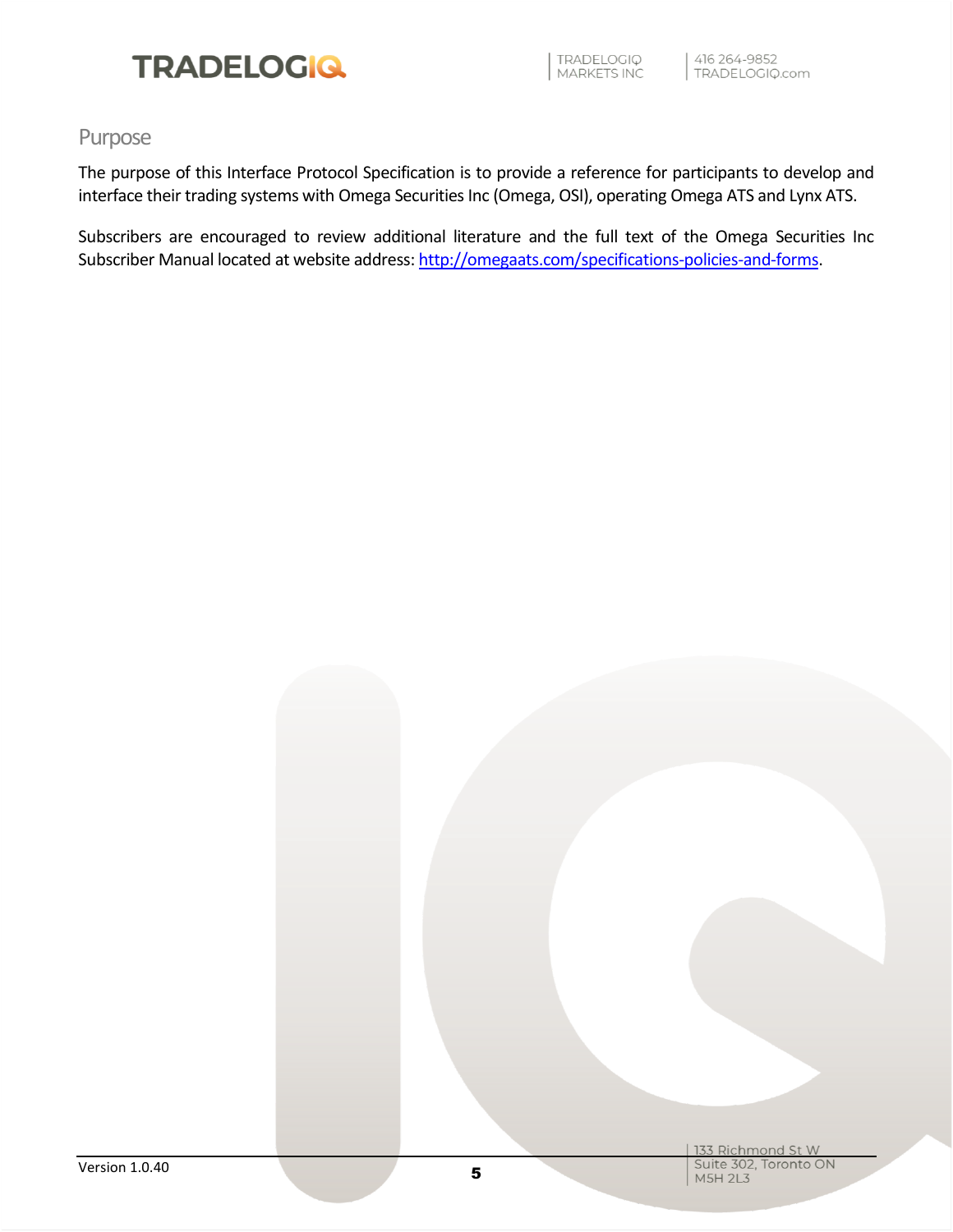## Purpose

The purpose of this Interface Protocol Specification is to provide a reference for participants to develop and interface their trading systems with Omega Securities Inc (Omega, OSI), operating Omega ATS and Lynx ATS.

Subscribers are encouraged to review additional literature and the full text of the Omega Securities Inc Subscriber Manual located at website address: [http://omegaats.com/specifications-policies-and-forms](http://omegaats.com/specifications-policies-and-forms).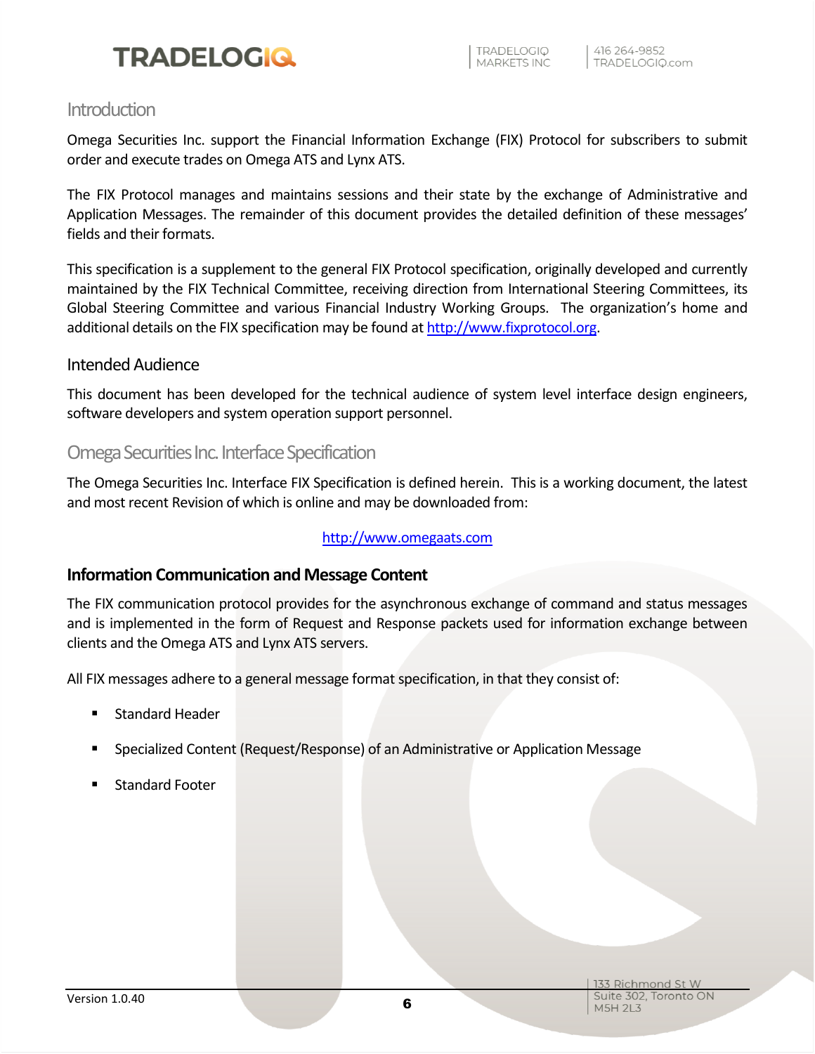## Introduction

Omega Securities Inc. support the Financial Information Exchange (FIX) Protocol for subscribers to submit order and execute trades on Omega ATS and Lynx ATS.

The FIX Protocol manages and maintains sessions and their state by the exchange of Administrative and Application Messages. The remainder of this document provides the detailed definition of these messages' fields and their formats.

This specification is a supplement to the general FIX Protocol specification, originally developed and currently maintained by the FIX Technical Committee, receiving direction from International Steering Committees, its Global Steering Committee and various Financial Industry Working Groups. The organization's home and additional details on the FIX specification may be found at http://www.fixprotocol.org.

### Intended Audience

This document has been developed for the technical audience of system level interface design engineers, software developers and system operation support personnel.

## Omega Securities Inc. Interface Specification

The Omega Securities Inc. Interface FIX Specification is defined herein. This is a working document, the latest and most recent Revision of which is online and may be downloaded from:

http://www.omegaats.com

### Information Communication and Message Content

The FIX communication protocol provides for the asynchronous exchange of command and status messages and is implemented in the form of Request and Response packets used for information exchange between clients and the Omega ATS and Lynx ATS servers.

All FIX messages adhere to a general message format specification, in that they consist of:

- Standard Header
- Specialized Content (Request/Response) of an Administrative or Application Message
- Standard Footer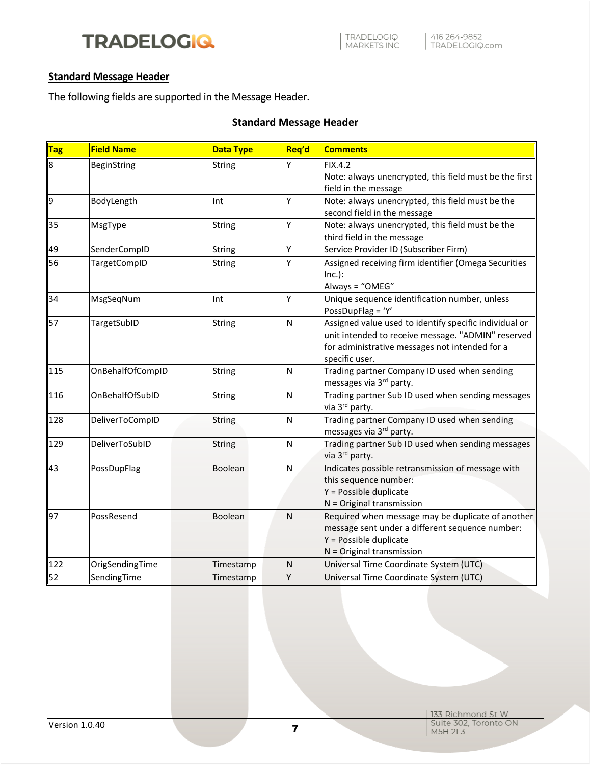## Standard Message Header

The following fields are supported in the Message Header.

**Standard Message Header**

| Tag | Field Name | Data Type | Req'd | Comments |
|---|---|---|---|---|
| 8 | BeginString | String | Y | FIX.4.2<br>Note: always unencrypted, this field must be the first field in the message |
| 9 | BodyLength | Int | Y | Note: always unencrypted, this field must be the second field in the message |
| 35 | MsgType | String | Y | Note: always unencrypted, this field must be the third field in the message |
| 49 | SenderCompID | String | Y | Service Provider ID (Subscriber Firm) |
| 56 | TargetCompID | String | Y | Assigned receiving firm identifier (Omega Securities Inc.):<br>Always = "OMEG" |
| 34 | MsgSeqNum | Int | Y | Unique sequence identification number, unless PossDupFlag = 'Y' |
| 57 | TargetSubID | String | N | Assigned value used to identify specific individual or unit intended to receive message. "ADMIN" reserved for administrative messages not intended for a specific user. |
| 115 | OnBehalfOfCompID | String | N | Trading partner Company ID used when sending messages via 3rd party. |
| 116 | OnBehalfOfSubID | String | N | Trading partner Sub ID used when sending messages via 3rd party. |
| 128 | DeliverToCompID | String | N | Trading partner Company ID used when sending messages via 3rd party. |
| 129 | DeliverToSubID | String | N | Trading partner Sub ID used when sending messages via 3rd party. |
| 43 | PossDupFlag | Boolean | N | Indicates possible retransmission of message with this sequence number:<br>Y = Possible duplicate<br>N = Original transmission |
| 97 | PossResend | Boolean | N | Required when message may be duplicate of another message sent under a different sequence number:<br>Y = Possible duplicate<br>N = Original transmission |
| 122 | OrigSendingTime | Timestamp | N | Universal Time Coordinate System (UTC) |
| 52 | SendingTime | Timestamp | Y | Universal Time Coordinate System (UTC) |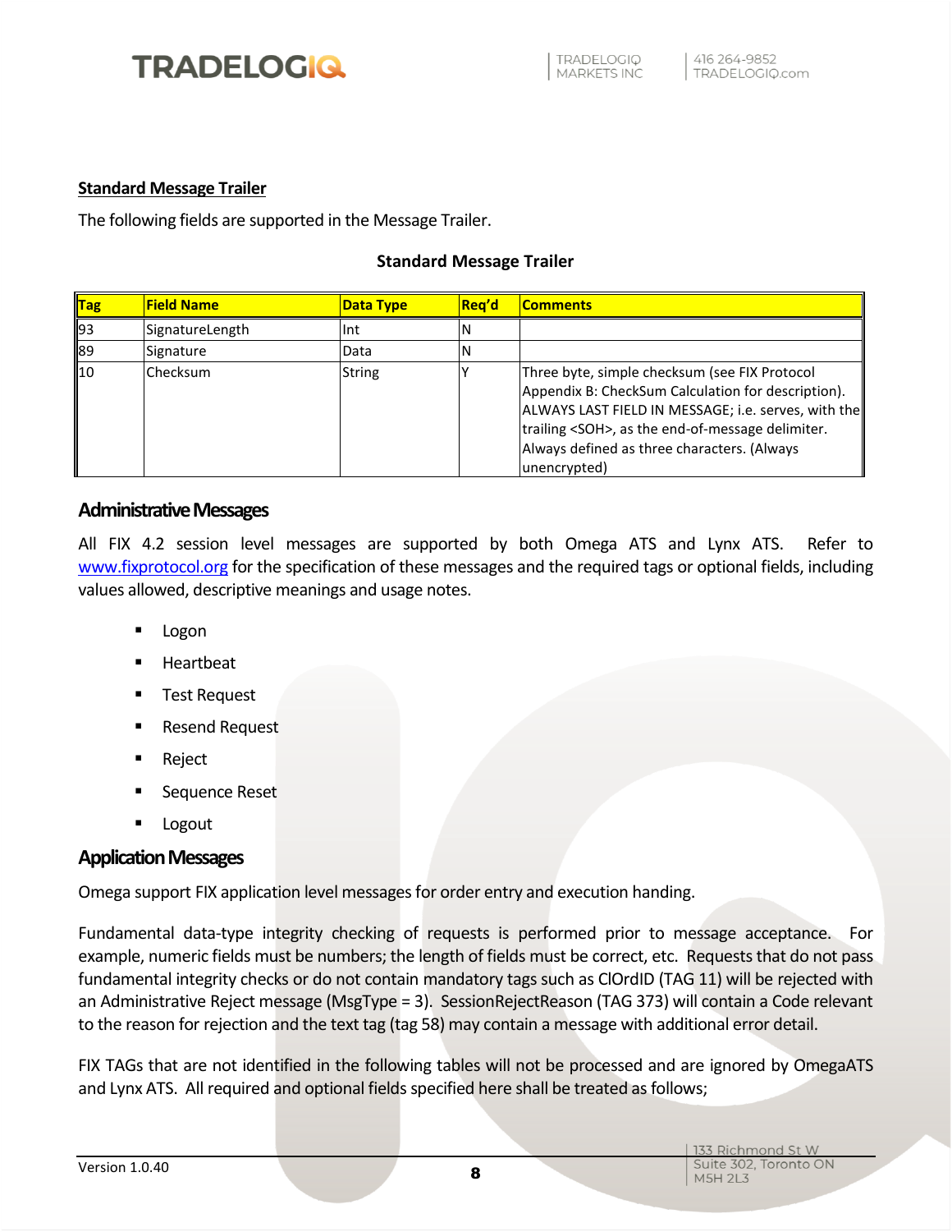## Standard Message Trailer

The following fields are supported in the Message Trailer.

**Standard Message Trailer**

| Tag | Field Name | Data Type | Req'd | Comments |
|---|---|---|---|---|
| 93 | SignatureLength | Int | N | |
| 89 | Signature | Data | N | |
| 10 | Checksum | String | Y | Three byte, simple checksum (see FIX Protocol Appendix B: CheckSum Calculation for description). ALWAYS LAST FIELD IN MESSAGE; i.e. serves, with the trailing <SOH>, as the end-of-message delimiter. Always defined as three characters. (Always unencrypted) |

## Administrative Messages

All FIX 4.2 session level messages are supported by both Omega ATS and Lynx ATS. Refer to www.fixprotocol.org for the specification of these messages and the required tags or optional fields, including values allowed, descriptive meanings and usage notes.

- Logon
- Heartbeat
- Test Request
- Resend Request
- Reject
- Sequence Reset
- Logout

## Application Messages

Omega support FIX application level messages for order entry and execution handing.

Fundamental data-type integrity checking of requests is performed prior to message acceptance. For example, numeric fields must be numbers; the length of fields must be correct, etc. Requests that do not pass fundamental integrity checks or do not contain mandatory tags such as ClOrdID (TAG 11) will be rejected with an Administrative Reject message (MsgType = 3). SessionRejectReason (TAG 373) will contain a Code relevant to the reason for rejection and the text tag (tag 58) may contain a message with additional error detail.

FIX TAGs that are not identified in the following tables will not be processed and are ignored by OmegaATS and Lynx ATS. All required and optional fields specified here shall be treated as follows;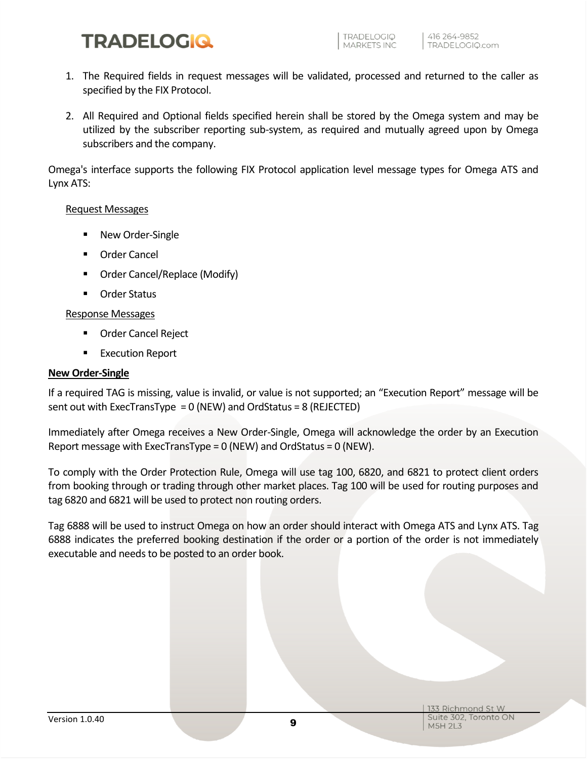1. The Required fields in request messages will be validated, processed and returned to the caller as specified by the FIX Protocol.

2. All Required and Optional fields specified herein shall be stored by the Omega system and may be utilized by the subscriber reporting sub-system, as required and mutually agreed upon by Omega subscribers and the company.

Omega's interface supports the following FIX Protocol application level message types for Omega ATS and Lynx ATS:

Request Messages

- New Order-Single
- Order Cancel
- Order Cancel/Replace (Modify)
- Order Status

Response Messages

- Order Cancel Reject
- Execution Report

**New Order-Single**

If a required TAG is missing, value is invalid, or value is not supported; an "Execution Report" message will be sent out with ExecTransType = 0 (NEW) and OrdStatus = 8 (REJECTED)

Immediately after Omega receives a New Order-Single, Omega will acknowledge the order by an Execution Report message with ExecTransType = 0 (NEW) and OrdStatus = 0 (NEW).

To comply with the Order Protection Rule, Omega will use tag 100, 6820, and 6821 to protect client orders from booking through or trading through other market places. Tag 100 will be used for routing purposes and tag 6820 and 6821 will be used to protect non routing orders.

Tag 6888 will be used to instruct Omega on how an order should interact with Omega ATS and Lynx ATS. Tag 6888 indicates the preferred booking destination if the order or a portion of the order is not immediately executable and needs to be posted to an order book.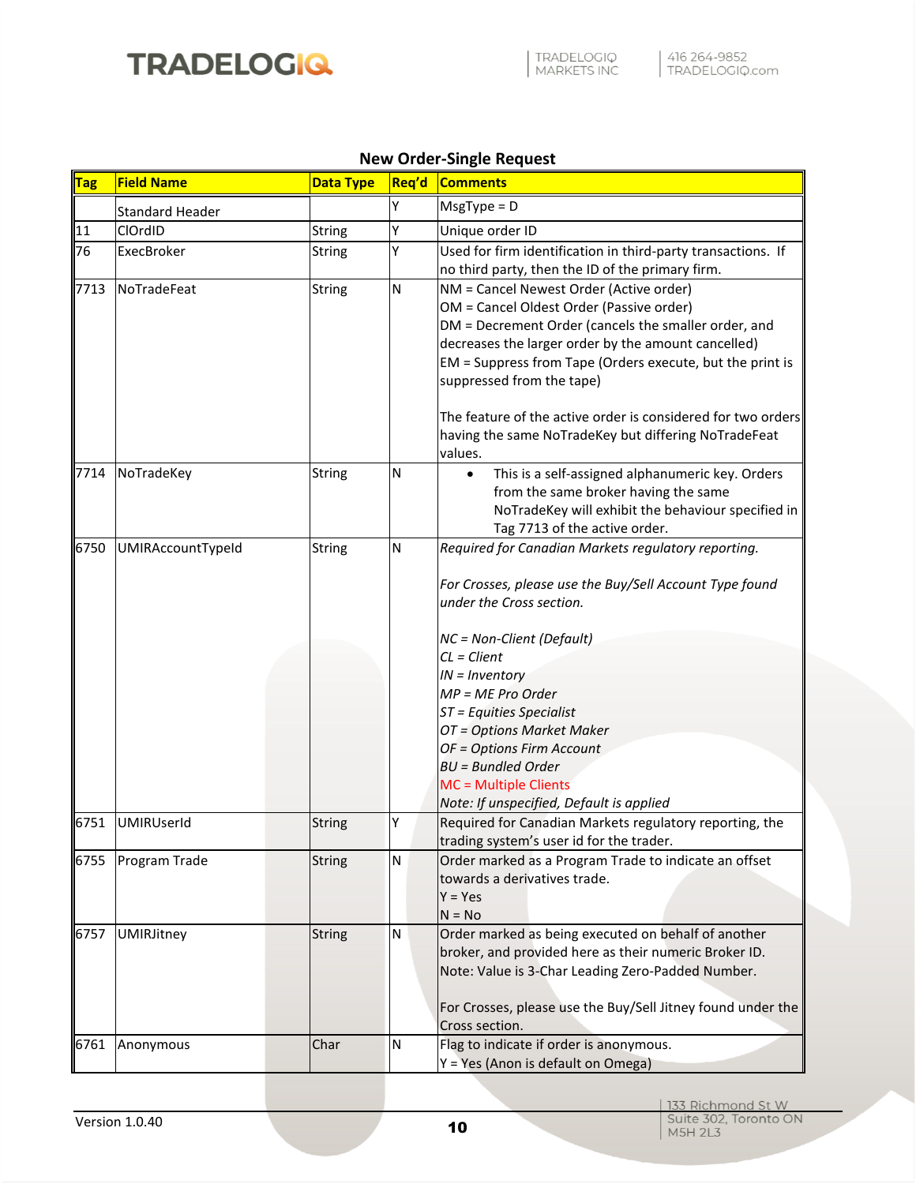### New Order-Single Request

| Tag | Field Name | Data Type | Req'd | Comments |
|---|---|---|---|---|
| | Standard Header | | Y | MsgType = D |
| 11 | ClOrdID | String | Y | Unique order ID |
| 76 | ExecBroker | String | Y | Used for firm identification in third-party transactions. If no third party, then the ID of the primary firm. |
| 7713 | NoTradeFeat | String | N | NM = Cancel Newest Order (Active order)<br>OM = Cancel Oldest Order (Passive order)<br>DM = Decrement Order (cancels the smaller order, and decreases the larger order by the amount cancelled)<br>EM = Suppress from Tape (Orders execute, but the print is suppressed from the tape)<br><br>The feature of the active order is considered for two orders having the same NoTradeKey but differing NoTradeFeat values. |
| 7714 | NoTradeKey | String | N | • This is a self-assigned alphanumeric key. Orders from the same broker having the same NoTradeKey will exhibit the behaviour specified in Tag 7713 of the active order. |
| 6750 | UMIRAccountTypeId | String | N | *Required for Canadian Markets regulatory reporting.*<br><br>*For Crosses, please use the Buy/Sell Account Type found under the Cross section.*<br><br>*NC = Non-Client (Default)*<br>*CL = Client*<br>*IN = Inventory*<br>*MP = ME Pro Order*<br>*ST = Equities Specialist*<br>*OT = Options Market Maker*<br>*OF = Options Firm Account*<br>*BU = Bundled Order*<br>MC = Multiple Clients<br>*Note: If unspecified, Default is applied* |
| 6751 | UMIRUserId | String | Y | Required for Canadian Markets regulatory reporting, the trading system's user id for the trader. |
| 6755 | Program Trade | String | N | Order marked as a Program Trade to indicate an offset towards a derivatives trade.<br>Y = Yes<br>N = No |
| 6757 | UMIRJitney | String | N | Order marked as being executed on behalf of another broker, and provided here as their numeric Broker ID.<br>Note: Value is 3-Char Leading Zero-Padded Number.<br><br>For Crosses, please use the Buy/Sell Jitney found under the Cross section. |
| 6761 | Anonymous | Char | N | Flag to indicate if order is anonymous.<br>Y = Yes (Anon is default on Omega) |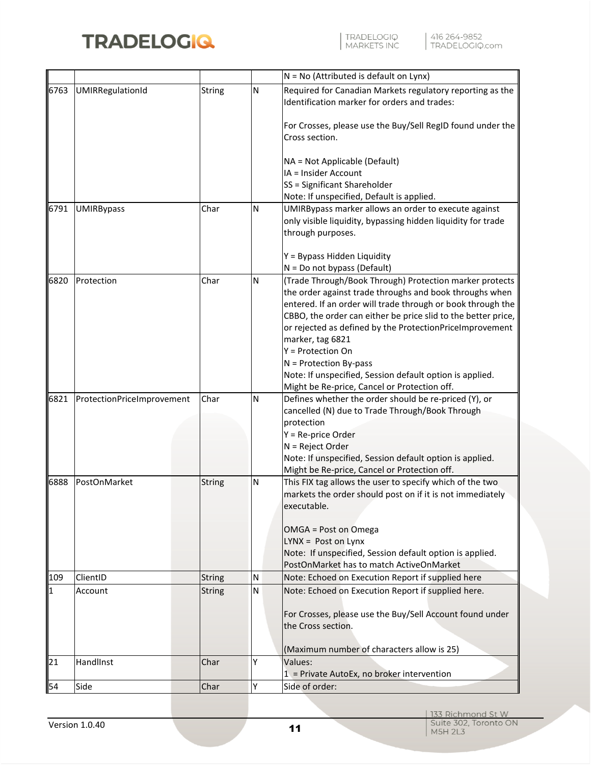| | | | | N = No (Attributed is default on Lynx) |
|---|---|---|---|---|
| 6763 | UMIRRegulationId | String | N | Required for Canadian Markets regulatory reporting as the Identification marker for orders and trades:<br><br>For Crosses, please use the Buy/Sell RegID found under the Cross section.<br><br>NA = Not Applicable (Default)<br>IA = Insider Account<br>SS = Significant Shareholder<br>Note: If unspecified, Default is applied. |
| 6791 | UMIRBypass | Char | N | UMIRBypass marker allows an order to execute against only visible liquidity, bypassing hidden liquidity for trade through purposes.<br><br>Y = Bypass Hidden Liquidity<br>N = Do not bypass (Default) |
| 6820 | Protection | Char | N | (Trade Through/Book Through) Protection marker protects the order against trade throughs and book throughs when entered. If an order will trade through or book through the CBBO, the order can either be price slid to the better price, or rejected as defined by the ProtectionPriceImprovement marker, tag 6821<br>Y = Protection On<br>N = Protection By-pass<br>Note: If unspecified, Session default option is applied. Might be Re-price, Cancel or Protection off. |
| 6821 | ProtectionPriceImprovement | Char | N | Defines whether the order should be re-priced (Y), or cancelled (N) due to Trade Through/Book Through protection<br>Y = Re-price Order<br>N = Reject Order<br>Note: If unspecified, Session default option is applied. Might be Re-price, Cancel or Protection off. |
| 6888 | PostOnMarket | String | N | This FIX tag allows the user to specify which of the two markets the order should post on if it is not immediately executable.<br><br>OMGA = Post on Omega<br>LYNX = Post on Lynx<br>Note: If unspecified, Session default option is applied. PostOnMarket has to match ActiveOnMarket |
| 109 | ClientID | String | N | Note: Echoed on Execution Report if supplied here |
| 1 | Account | String | N | Note: Echoed on Execution Report if supplied here.<br><br>For Crosses, please use the Buy/Sell Account found under the Cross section.<br><br>(Maximum number of characters allow is 25) |
| 21 | HandlInst | Char | Y | Values:<br>1 = Private AutoEx, no broker intervention |
| 54 | Side | Char | Y | Side of order: |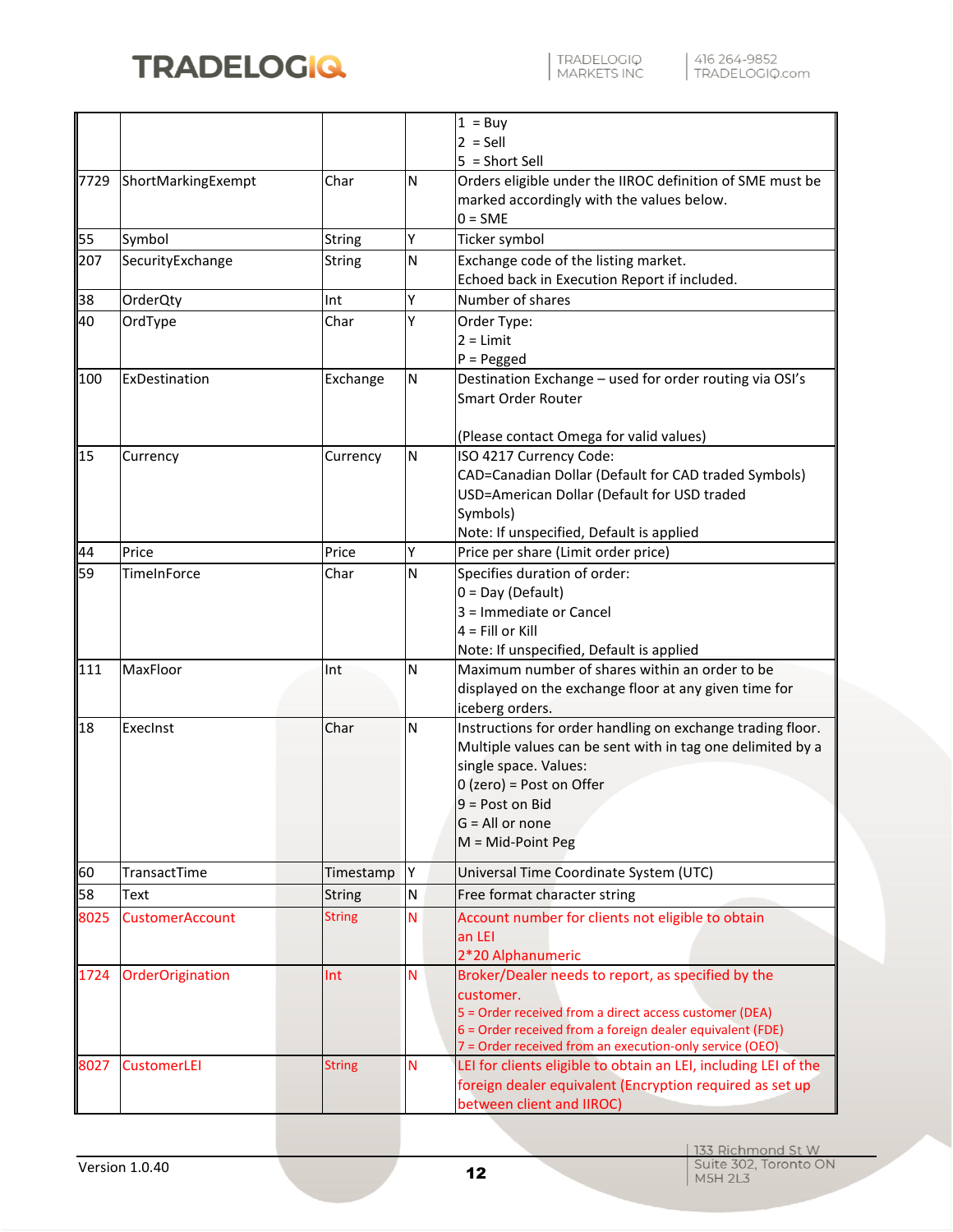| | | | | |
|---|---|---|---|---|
| | | | | 1 = Buy<br>2 = Sell<br>5 = Short Sell |
| 7729 | ShortMarkingExempt | Char | N | Orders eligible under the IIROC definition of SME must be marked accordingly with the values below.<br>0 = SME |
| 55 | Symbol | String | Y | Ticker symbol |
| 207 | SecurityExchange | String | N | Exchange code of the listing market.<br>Echoed back in Execution Report if included. |
| 38 | OrderQty | Int | Y | Number of shares |
| 40 | OrdType | Char | Y | Order Type:<br>2 = Limit<br>P = Pegged |
| 100 | ExDestination | Exchange | N | Destination Exchange – used for order routing via OSI's Smart Order Router<br><br>(Please contact Omega for valid values) |
| 15 | Currency | Currency | N | ISO 4217 Currency Code:<br>CAD=Canadian Dollar (Default for CAD traded Symbols)<br>USD=American Dollar (Default for USD traded Symbols)<br>Note: If unspecified, Default is applied |
| 44 | Price | Price | Y | Price per share (Limit order price) |
| 59 | TimeInForce | Char | N | Specifies duration of order:<br>0 = Day (Default)<br>3 = Immediate or Cancel<br>4 = Fill or Kill<br>Note: If unspecified, Default is applied |
| 111 | MaxFloor | Int | N | Maximum number of shares within an order to be displayed on the exchange floor at any given time for iceberg orders. |
| 18 | ExecInst | Char | N | Instructions for order handling on exchange trading floor. Multiple values can be sent with in tag one delimited by a single space. Values:<br>0 (zero) = Post on Offer<br>9 = Post on Bid<br>G = All or none<br>M = Mid-Point Peg |
| 60 | TransactTime | Timestamp | Y | Universal Time Coordinate System (UTC) |
| 58 | Text | String | N | Free format character string |
| 8025 | CustomerAccount | String | N | Account number for clients not eligible to obtain an LEI<br>2*20 Alphanumeric |
| 1724 | OrderOrigination | Int | N | Broker/Dealer needs to report, as specified by the customer.<br>5 = Order received from a direct access customer (DEA)<br>6 = Order received from a foreign dealer equivalent (FDE)<br>7 = Order received from an execution-only service (OEO) |
| 8027 | CustomerLEI | String | N | LEI for clients eligible to obtain an LEI, including LEI of the foreign dealer equivalent (Encryption required as set up between client and IIROC) |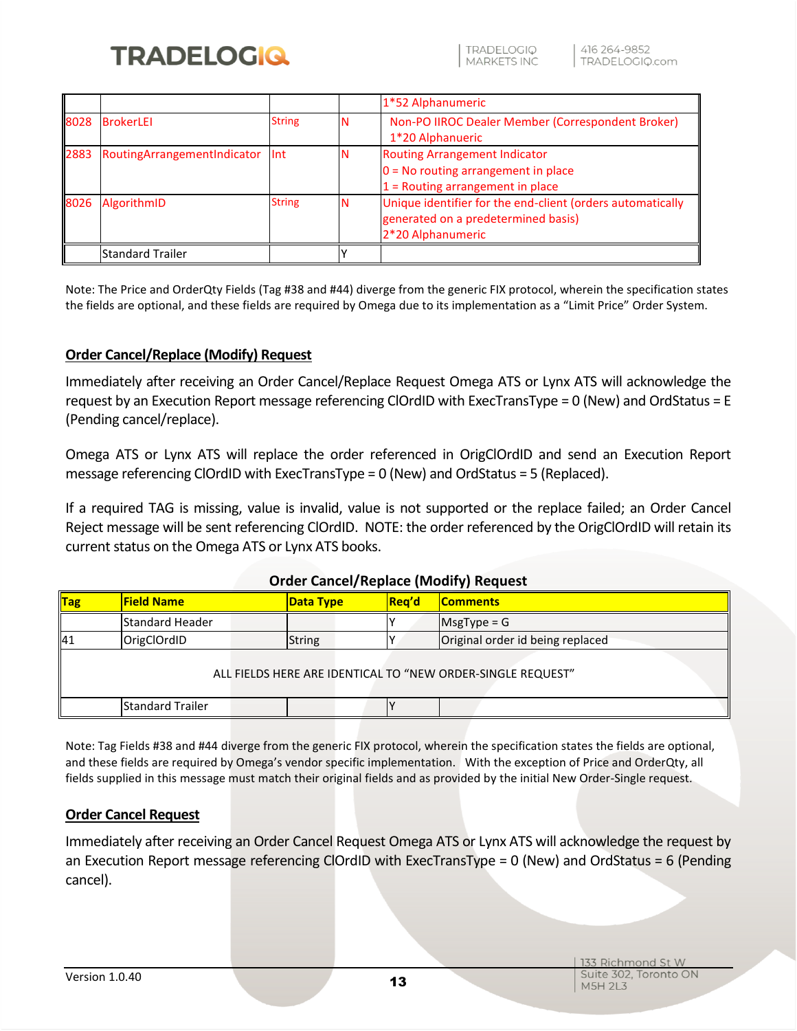| | | | | 1*52 Alphanumeric |
|---|---|---|---|---|
| 8028 | BrokerLEI | String | N | Non-PO IIROC Dealer Member (Correspondent Broker) 1*20 Alphanueric |
| 2883 | RoutingArrangementIndicator | Int | N | Routing Arrangement Indicator<br>0 = No routing arrangement in place<br>1 = Routing arrangement in place |
| 8026 | AlgorithmID | String | N | Unique identifier for the end-client (orders automatically generated on a predetermined basis)<br>2*20 Alphanumeric |
| | Standard Trailer | | Y | |

Note: The Price and OrderQty Fields (Tag #38 and #44) diverge from the generic FIX protocol, wherein the specification states the fields are optional, and these fields are required by Omega due to its implementation as a "Limit Price" Order System.

## Order Cancel/Replace (Modify) Request

Immediately after receiving an Order Cancel/Replace Request Omega ATS or Lynx ATS will acknowledge the request by an Execution Report message referencing ClOrdID with ExecTransType = 0 (New) and OrdStatus = E (Pending cancel/replace).

Omega ATS or Lynx ATS will replace the order referenced in OrigClOrdID and send an Execution Report message referencing ClOrdID with ExecTransType = 0 (New) and OrdStatus = 5 (Replaced).

If a required TAG is missing, value is invalid, value is not supported or the replace failed; an Order Cancel Reject message will be sent referencing ClOrdID. NOTE: the order referenced by the OrigClOrdID will retain its current status on the Omega ATS or Lynx ATS books.

**Order Cancel/Replace (Modify) Request**

| Tag | Field Name | Data Type | Req'd | Comments |
|---|---|---|---|---|
| | Standard Header | | Y | MsgType = G |
| 41 | OrigClOrdID | String | Y | Original order id being replaced |
| ALL FIELDS HERE ARE IDENTICAL TO "NEW ORDER-SINGLE REQUEST" | | | | |
| | Standard Trailer | | Y | |

Note: Tag Fields #38 and #44 diverge from the generic FIX protocol, wherein the specification states the fields are optional, and these fields are required by Omega's vendor specific implementation. With the exception of Price and OrderQty, all fields supplied in this message must match their original fields and as provided by the initial New Order-Single request.

## Order Cancel Request

Immediately after receiving an Order Cancel Request Omega ATS or Lynx ATS will acknowledge the request by an Execution Report message referencing ClOrdID with ExecTransType = 0 (New) and OrdStatus = 6 (Pending cancel).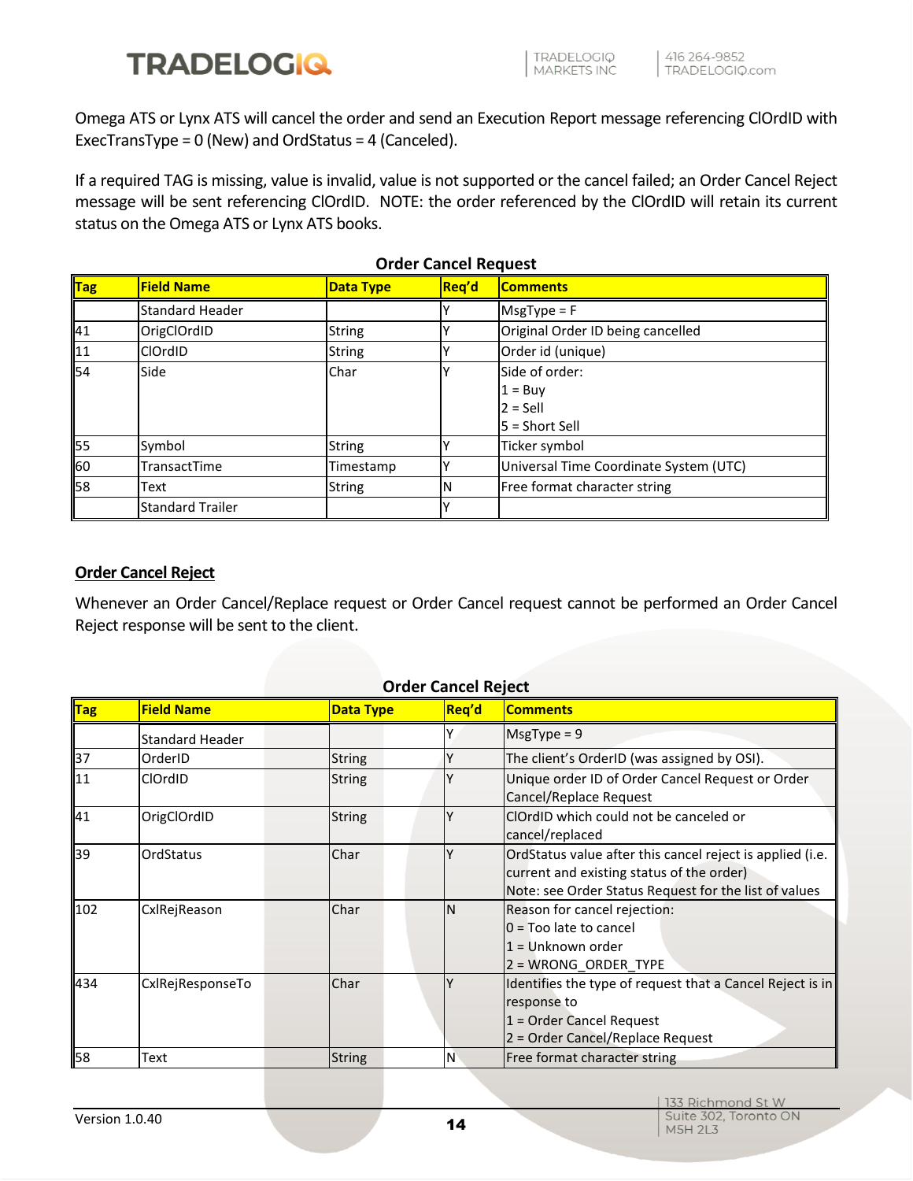Omega ATS or Lynx ATS will cancel the order and send an Execution Report message referencing ClOrdID with ExecTransType = 0 (New) and OrdStatus = 4 (Canceled).

If a required TAG is missing, value is invalid, value is not supported or the cancel failed; an Order Cancel Reject message will be sent referencing ClOrdID. NOTE: the order referenced by the ClOrdID will retain its current status on the Omega ATS or Lynx ATS books.

**Order Cancel Request**

| Tag | Field Name | Data Type | Req'd | Comments |
|---|---|---|---|---|
| | Standard Header | | Y | MsgType = F |
| 41 | OrigClOrdID | String | Y | Original Order ID being cancelled |
| 11 | ClOrdID | String | Y | Order id (unique) |
| 54 | Side | Char | Y | Side of order:<br>1 = Buy<br>2 = Sell<br>5 = Short Sell |
| 55 | Symbol | String | Y | Ticker symbol |
| 60 | TransactTime | Timestamp | Y | Universal Time Coordinate System (UTC) |
| 58 | Text | String | N | Free format character string |
| | Standard Trailer | | Y | |

## Order Cancel Reject

Whenever an Order Cancel/Replace request or Order Cancel request cannot be performed an Order Cancel Reject response will be sent to the client.

**Order Cancel Reject**

| Tag | Field Name | Data Type | Req'd | Comments |
|---|---|---|---|---|
| | Standard Header | | Y | MsgType = 9 |
| 37 | OrderID | String | Y | The client's OrderID (was assigned by OSI). |
| 11 | ClOrdID | String | Y | Unique order ID of Order Cancel Request or Order Cancel/Replace Request |
| 41 | OrigClOrdID | String | Y | ClOrdID which could not be canceled or cancel/replaced |
| 39 | OrdStatus | Char | Y | OrdStatus value after this cancel reject is applied (i.e. current and existing status of the order)<br>Note: see Order Status Request for the list of values |
| 102 | CxlRejReason | Char | N | Reason for cancel rejection:<br>0 = Too late to cancel<br>1 = Unknown order<br>2 = WRONG_ORDER_TYPE |
| 434 | CxlRejResponseTo | Char | Y | Identifies the type of request that a Cancel Reject is in response to<br>1 = Order Cancel Request<br>2 = Order Cancel/Replace Request |
| 58 | Text | String | N | Free format character string |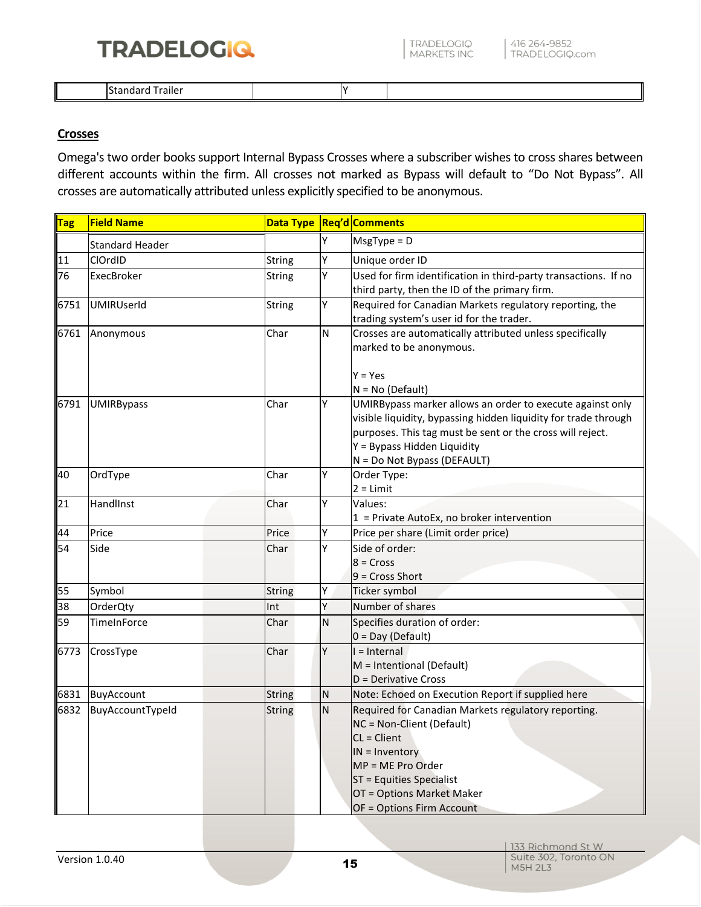| | Standard Trailer | | Y | |
|---|---|---|---|---|

**Crosses**

Omega's two order books support Internal Bypass Crosses where a subscriber wishes to cross shares between different accounts within the firm. All crosses not marked as Bypass will default to "Do Not Bypass". All crosses are automatically attributed unless explicitly specified to be anonymous.

| Tag | Field Name | Data Type | Req'd | Comments |
|---|---|---|---|---|
| | Standard Header | | Y | MsgType = D |
| 11 | ClOrdID | String | Y | Unique order ID |
| 76 | ExecBroker | String | Y | Used for firm identification in third-party transactions. If no third party, then the ID of the primary firm. |
| 6751 | UMIRUserId | String | Y | Required for Canadian Markets regulatory reporting, the trading system's user id for the trader. |
| 6761 | Anonymous | Char | N | Crosses are automatically attributed unless specifically marked to be anonymous.<br><br>Y = Yes<br>N = No (Default) |
| 6791 | UMIRBypass | Char | Y | UMIRBypass marker allows an order to execute against only visible liquidity, bypassing hidden liquidity for trade through purposes. This tag must be sent or the cross will reject.<br>Y = Bypass Hidden Liquidity<br>N = Do Not Bypass (DEFAULT) |
| 40 | OrdType | Char | Y | Order Type:<br>2 = Limit |
| 21 | HandlInst | Char | Y | Values:<br>1 = Private AutoEx, no broker intervention |
| 44 | Price | Price | Y | Price per share (Limit order price) |
| 54 | Side | Char | Y | Side of order:<br>8 = Cross<br>9 = Cross Short |
| 55 | Symbol | String | Y | Ticker symbol |
| 38 | OrderQty | Int | Y | Number of shares |
| 59 | TimeInForce | Char | N | Specifies duration of order:<br>0 = Day (Default) |
| 6773 | CrossType | Char | Y | I = Internal<br>M = Intentional (Default)<br>D = Derivative Cross |
| 6831 | BuyAccount | String | N | Note: Echoed on Execution Report if supplied here |
| 6832 | BuyAccountTypeId | String | N | Required for Canadian Markets regulatory reporting.<br>NC = Non-Client (Default)<br>CL = Client<br>IN = Inventory<br>MP = ME Pro Order<br>ST = Equities Specialist<br>OT = Options Market Maker<br>OF = Options Firm Account |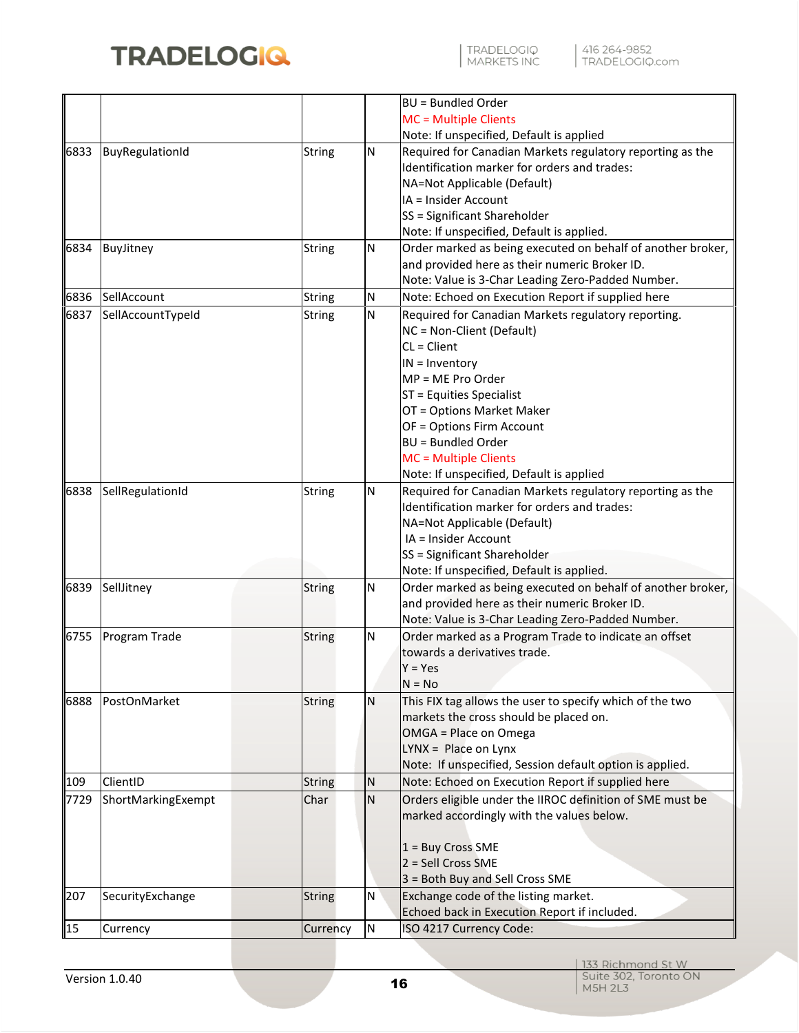| | | | | |
|---|---|---|---|---|
| | | | | BU = Bundled Order<br>MC = Multiple Clients<br>Note: If unspecified, Default is applied |
| 6833 | BuyRegulationId | String | N | Required for Canadian Markets regulatory reporting as the Identification marker for orders and trades:<br>NA=Not Applicable (Default)<br>IA = Insider Account<br>SS = Significant Shareholder<br>Note: If unspecified, Default is applied. |
| 6834 | BuyJitney | String | N | Order marked as being executed on behalf of another broker, and provided here as their numeric Broker ID.<br>Note: Value is 3-Char Leading Zero-Padded Number. |
| 6836 | SellAccount | String | N | Note: Echoed on Execution Report if supplied here |
| 6837 | SellAccountTypeId | String | N | Required for Canadian Markets regulatory reporting.<br>NC = Non-Client (Default)<br>CL = Client<br>IN = Inventory<br>MP = ME Pro Order<br>ST = Equities Specialist<br>OT = Options Market Maker<br>OF = Options Firm Account<br>BU = Bundled Order<br>MC = Multiple Clients<br>Note: If unspecified, Default is applied |
| 6838 | SellRegulationId | String | N | Required for Canadian Markets regulatory reporting as the Identification marker for orders and trades:<br>NA=Not Applicable (Default)<br>IA = Insider Account<br>SS = Significant Shareholder<br>Note: If unspecified, Default is applied. |
| 6839 | SellJitney | String | N | Order marked as being executed on behalf of another broker, and provided here as their numeric Broker ID.<br>Note: Value is 3-Char Leading Zero-Padded Number. |
| 6755 | Program Trade | String | N | Order marked as a Program Trade to indicate an offset towards a derivatives trade.<br>Y = Yes<br>N = No |
| 6888 | PostOnMarket | String | N | This FIX tag allows the user to specify which of the two markets the cross should be placed on.<br>OMGA = Place on Omega<br>LYNX = Place on Lynx<br>Note: If unspecified, Session default option is applied. |
| 109 | ClientID | String | N | Note: Echoed on Execution Report if supplied here |
| 7729 | ShortMarkingExempt | Char | N | Orders eligible under the IIROC definition of SME must be marked accordingly with the values below.<br><br>1 = Buy Cross SME<br>2 = Sell Cross SME<br>3 = Both Buy and Sell Cross SME |
| 207 | SecurityExchange | String | N | Exchange code of the listing market.<br>Echoed back in Execution Report if included. |
| 15 | Currency | Currency | N | ISO 4217 Currency Code: |

Version 1.0.40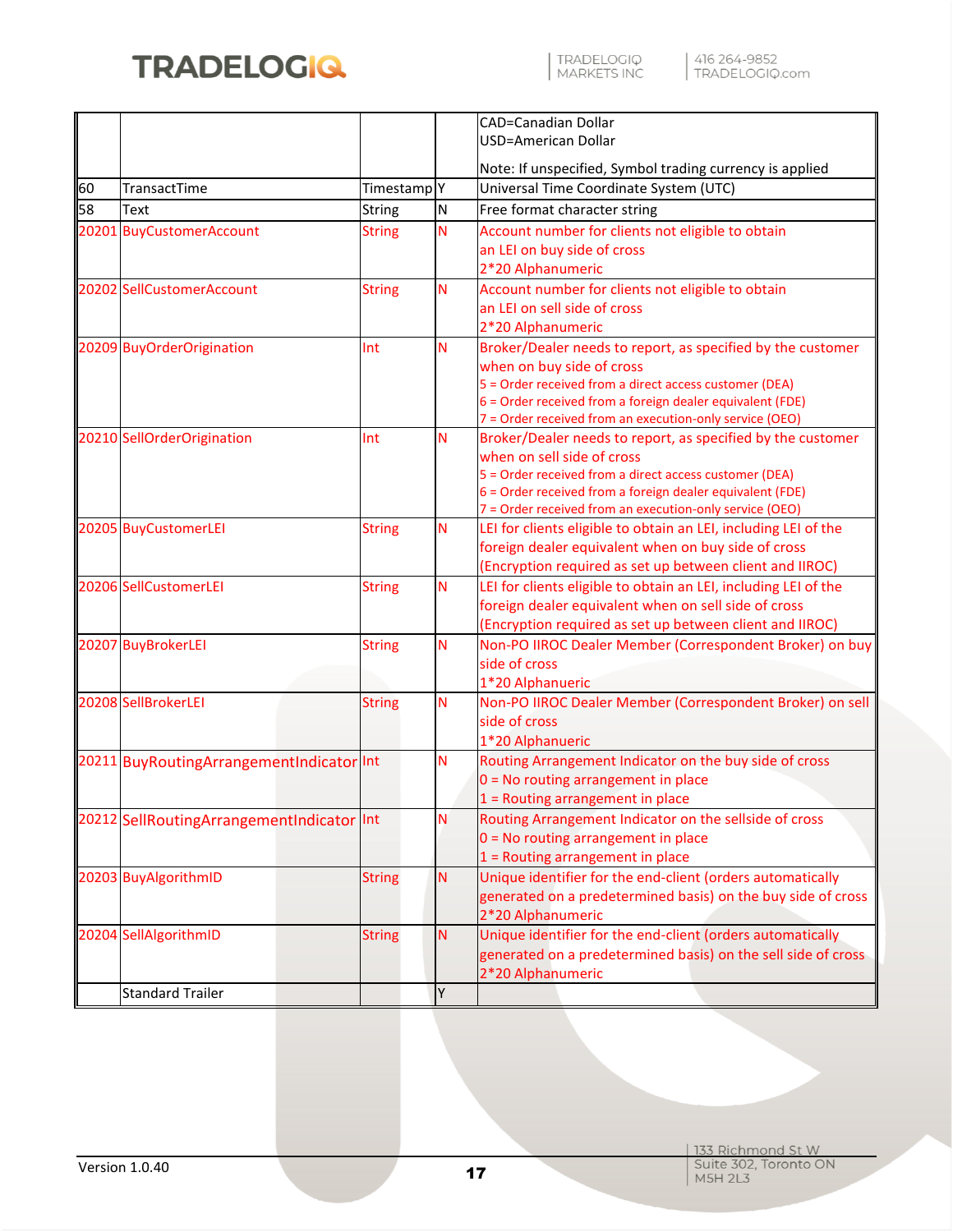|  |  |  |  | CAD=Canadian Dollar<br>USD=American Dollar<br><br>Note: If unspecified, Symbol trading currency is applied |
|---|---|---|---|---|
| 60 | TransactTime | Timestamp | Y | Universal Time Coordinate System (UTC) |
| 58 | Text | String | N | Free format character string |
| 20201 | BuyCustomerAccount | String | N | Account number for clients not eligible to obtain an LEI on buy side of cross<br>2*20 Alphanumeric |
| 20202 | SellCustomerAccount | String | N | Account number for clients not eligible to obtain an LEI on sell side of cross<br>2*20 Alphanumeric |
| 20209 | BuyOrderOrigination | Int | N | Broker/Dealer needs to report, as specified by the customer when on buy side of cross<br>5 = Order received from a direct access customer (DEA)<br>6 = Order received from a foreign dealer equivalent (FDE)<br>7 = Order received from an execution-only service (OEO) |
| 20210 | SellOrderOrigination | Int | N | Broker/Dealer needs to report, as specified by the customer when on sell side of cross<br>5 = Order received from a direct access customer (DEA)<br>6 = Order received from a foreign dealer equivalent (FDE)<br>7 = Order received from an execution-only service (OEO) |
| 20205 | BuyCustomerLEI | String | N | LEI for clients eligible to obtain an LEI, including LEI of the foreign dealer equivalent when on buy side of cross<br>(Encryption required as set up between client and IIROC) |
| 20206 | SellCustomerLEI | String | N | LEI for clients eligible to obtain an LEI, including LEI of the foreign dealer equivalent when on sell side of cross<br>(Encryption required as set up between client and IIROC) |
| 20207 | BuyBrokerLEI | String | N | Non-PO IIROC Dealer Member (Correspondent Broker) on buy side of cross<br>1*20 Alphanueric |
| 20208 | SellBrokerLEI | String | N | Non-PO IIROC Dealer Member (Correspondent Broker) on sell side of cross<br>1*20 Alphanueric |
| 20211 | BuyRoutingArrangementIndicator | Int | N | Routing Arrangement Indicator on the buy side of cross<br>0 = No routing arrangement in place<br>1 = Routing arrangement in place |
| 20212 | SellRoutingArrangementIndicator | Int | N | Routing Arrangement Indicator on the sellside of cross<br>0 = No routing arrangement in place<br>1 = Routing arrangement in place |
| 20203 | BuyAlgorithmID | String | N | Unique identifier for the end-client (orders automatically generated on a predetermined basis) on the buy side of cross<br>2*20 Alphanumeric |
| 20204 | SellAlgorithmID | String | N | Unique identifier for the end-client (orders automatically generated on a predetermined basis) on the sell side of cross<br>2*20 Alphanumeric |
|  | Standard Trailer |  | Y |  |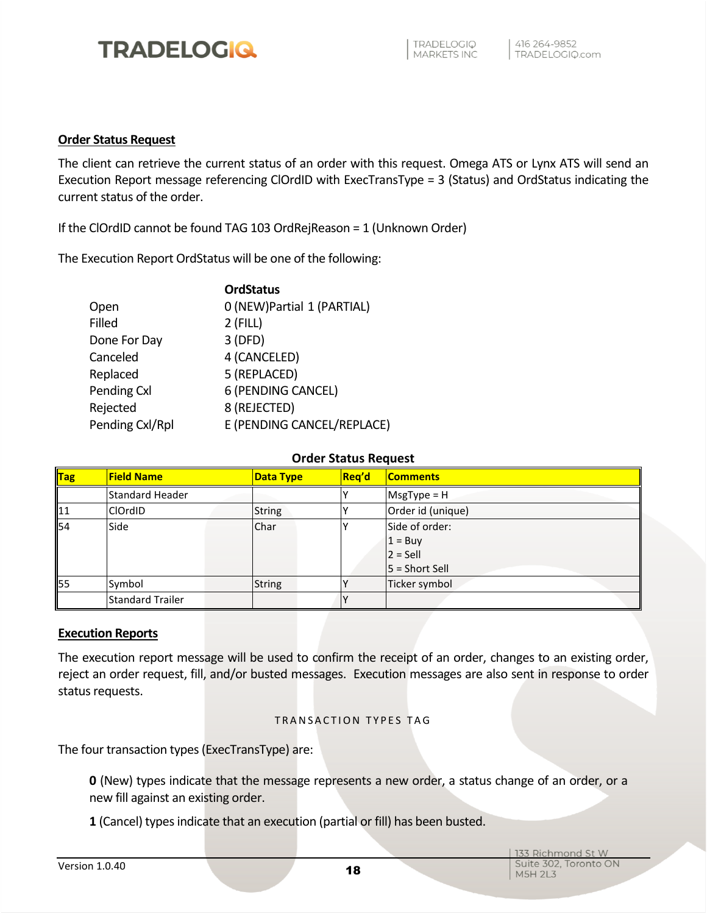## Order Status Request

The client can retrieve the current status of an order with this request. Omega ATS or Lynx ATS will send an Execution Report message referencing ClOrdID with ExecTransType = 3 (Status) and OrdStatus indicating the current status of the order.

If the ClOrdID cannot be found TAG 103 OrdRejReason = 1 (Unknown Order)

The Execution Report OrdStatus will be one of the following:

| | OrdStatus |
|---|---|
| Open | 0 (NEW)Partial 1 (PARTIAL) |
| Filled | 2 (FILL) |
| Done For Day | 3 (DFD) |
| Canceled | 4 (CANCELED) |
| Replaced | 5 (REPLACED) |
| Pending Cxl | 6 (PENDING CANCEL) |
| Rejected | 8 (REJECTED) |
| Pending Cxl/Rpl | E (PENDING CANCEL/REPLACE) |

**Order Status Request**

| Tag | Field Name | Data Type | Req'd | Comments |
|---|---|---|---|---|
| | Standard Header | | Y | MsgType = H |
| 11 | ClOrdID | String | Y | Order id (unique) |
| 54 | Side | Char | Y | Side of order:<br>1 = Buy<br>2 = Sell<br>5 = Short Sell |
| 55 | Symbol | String | Y | Ticker symbol |
| | Standard Trailer | | Y | |

## Execution Reports

The execution report message will be used to confirm the receipt of an order, changes to an existing order, reject an order request, fill, and/or busted messages. Execution messages are also sent in response to order status requests.

### TRANSACTION TYPES TAG

The four transaction types (ExecTransType) are:

**0** (New) types indicate that the message represents a new order, a status change of an order, or a new fill against an existing order.

**1** (Cancel) types indicate that an execution (partial or fill) has been busted.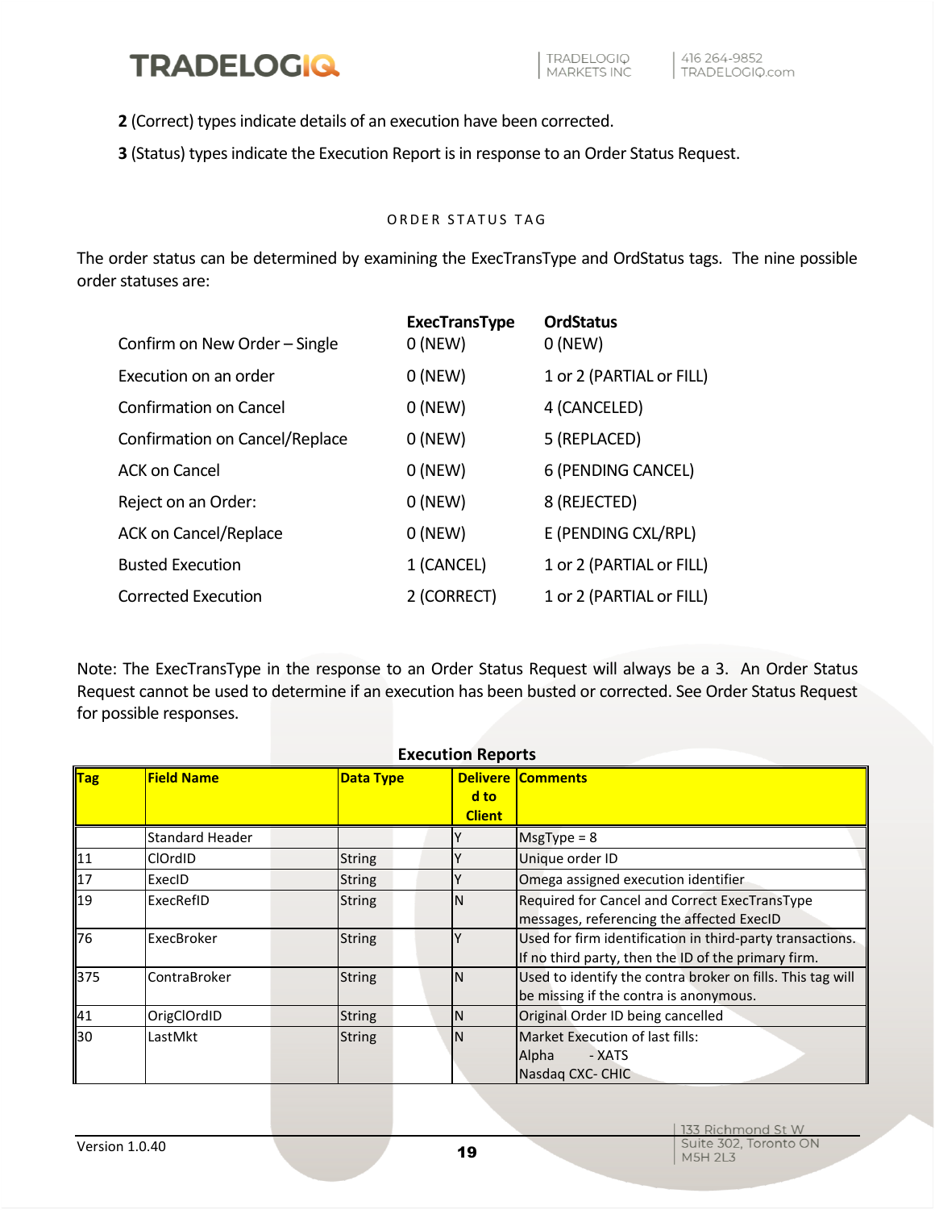**2** (Correct) types indicate details of an execution have been corrected.

**3** (Status) types indicate the Execution Report is in response to an Order Status Request.

### ORDER STATUS TAG

The order status can be determined by examining the ExecTransType and OrdStatus tags. The nine possible order statuses are:

| | **ExecTransType** | **OrdStatus** |
|---|---|---|
| Confirm on New Order – Single | 0 (NEW) | 0 (NEW) |
| Execution on an order | 0 (NEW) | 1 or 2 (PARTIAL or FILL) |
| Confirmation on Cancel | 0 (NEW) | 4 (CANCELED) |
| Confirmation on Cancel/Replace | 0 (NEW) | 5 (REPLACED) |
| ACK on Cancel | 0 (NEW) | 6 (PENDING CANCEL) |
| Reject on an Order: | 0 (NEW) | 8 (REJECTED) |
| ACK on Cancel/Replace | 0 (NEW) | E (PENDING CXL/RPL) |
| Busted Execution | 1 (CANCEL) | 1 or 2 (PARTIAL or FILL) |
| Corrected Execution | 2 (CORRECT) | 1 or 2 (PARTIAL or FILL) |

Note: The ExecTransType in the response to an Order Status Request will always be a 3. An Order Status Request cannot be used to determine if an execution has been busted or corrected. See Order Status Request for possible responses.

**Execution Reports**

| Tag | Field Name | Data Type | Delivered to Client | Comments |
|---|---|---|---|---|
| | Standard Header | | Y | MsgType = 8 |
| 11 | ClOrdID | String | Y | Unique order ID |
| 17 | ExecID | String | Y | Omega assigned execution identifier |
| 19 | ExecRefID | String | N | Required for Cancel and Correct ExecTransType messages, referencing the affected ExecID |
| 76 | ExecBroker | String | Y | Used for firm identification in third-party transactions. If no third party, then the ID of the primary firm. |
| 375 | ContraBroker | String | N | Used to identify the contra broker on fills. This tag will be missing if the contra is anonymous. |
| 41 | OrigClOrdID | String | N | Original Order ID being cancelled |
| 30 | LastMkt | String | N | Market Execution of last fills:<br>Alpha - XATS<br>Nasdaq CXC- CHIC |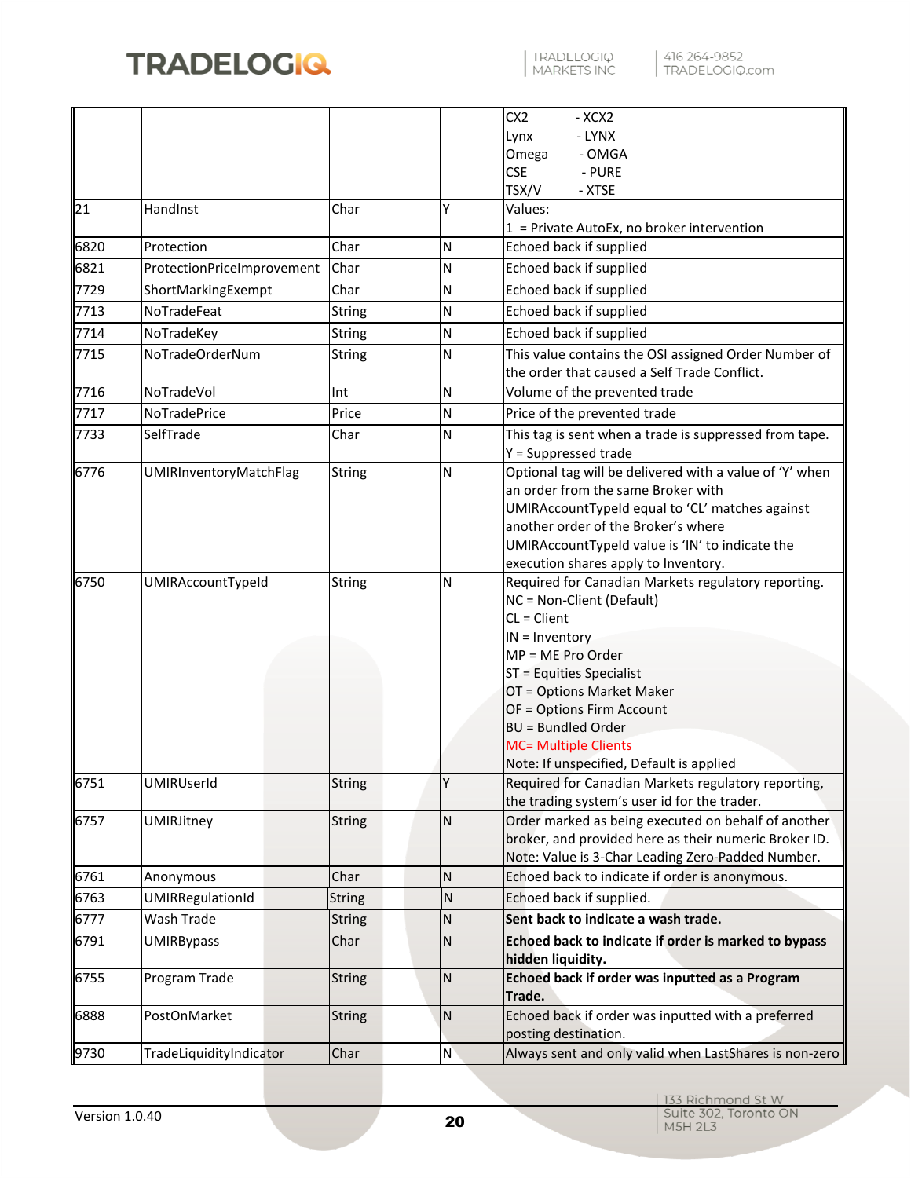| | | | | CX2 - XCX2<br>Lynx - LYNX<br>Omega - OMGA<br>CSE - PURE<br>TSX/V - XTSE |
|---|---|---|---|---|
| 21 | HandInst | Char | Y | Values:<br>1 = Private AutoEx, no broker intervention |
| 6820 | Protection | Char | N | Echoed back if supplied |
| 6821 | ProtectionPriceImprovement | Char | N | Echoed back if supplied |
| 7729 | ShortMarkingExempt | Char | N | Echoed back if supplied |
| 7713 | NoTradeFeat | String | N | Echoed back if supplied |
| 7714 | NoTradeKey | String | N | Echoed back if supplied |
| 7715 | NoTradeOrderNum | String | N | This value contains the OSI assigned Order Number of the order that caused a Self Trade Conflict. |
| 7716 | NoTradeVol | Int | N | Volume of the prevented trade |
| 7717 | NoTradePrice | Price | N | Price of the prevented trade |
| 7733 | SelfTrade | Char | N | This tag is sent when a trade is suppressed from tape.<br>Y = Suppressed trade |
| 6776 | UMIRInventoryMatchFlag | String | N | Optional tag will be delivered with a value of 'Y' when an order from the same Broker with UMIRAccountTypeId equal to 'CL' matches against another order of the Broker's where UMIRAccountTypeId value is 'IN' to indicate the execution shares apply to Inventory. |
| 6750 | UMIRAccountTypeId | String | N | Required for Canadian Markets regulatory reporting.<br>NC = Non-Client (Default)<br>CL = Client<br>IN = Inventory<br>MP = ME Pro Order<br>ST = Equities Specialist<br>OT = Options Market Maker<br>OF = Options Firm Account<br>BU = Bundled Order<br>MC= Multiple Clients<br>Note: If unspecified, Default is applied |
| 6751 | UMIRUserId | String | Y | Required for Canadian Markets regulatory reporting, the trading system's user id for the trader. |
| 6757 | UMIRJitney | String | N | Order marked as being executed on behalf of another broker, and provided here as their numeric Broker ID.<br>Note: Value is 3-Char Leading Zero-Padded Number. |
| 6761 | Anonymous | Char | N | Echoed back to indicate if order is anonymous. |
| 6763 | UMIRRegulationId | String | N | Echoed back if supplied. |
| 6777 | Wash Trade | String | N | **Sent back to indicate a wash trade.** |
| 6791 | UMIRBypass | Char | N | **Echoed back to indicate if order is marked to bypass hidden liquidity.** |
| 6755 | Program Trade | String | N | **Echoed back if order was inputted as a Program Trade.** |
| 6888 | PostOnMarket | String | N | Echoed back if order was inputted with a preferred posting destination. |
| 9730 | TradeLiquidityIndicator | Char | N | Always sent and only valid when LastShares is non-zero |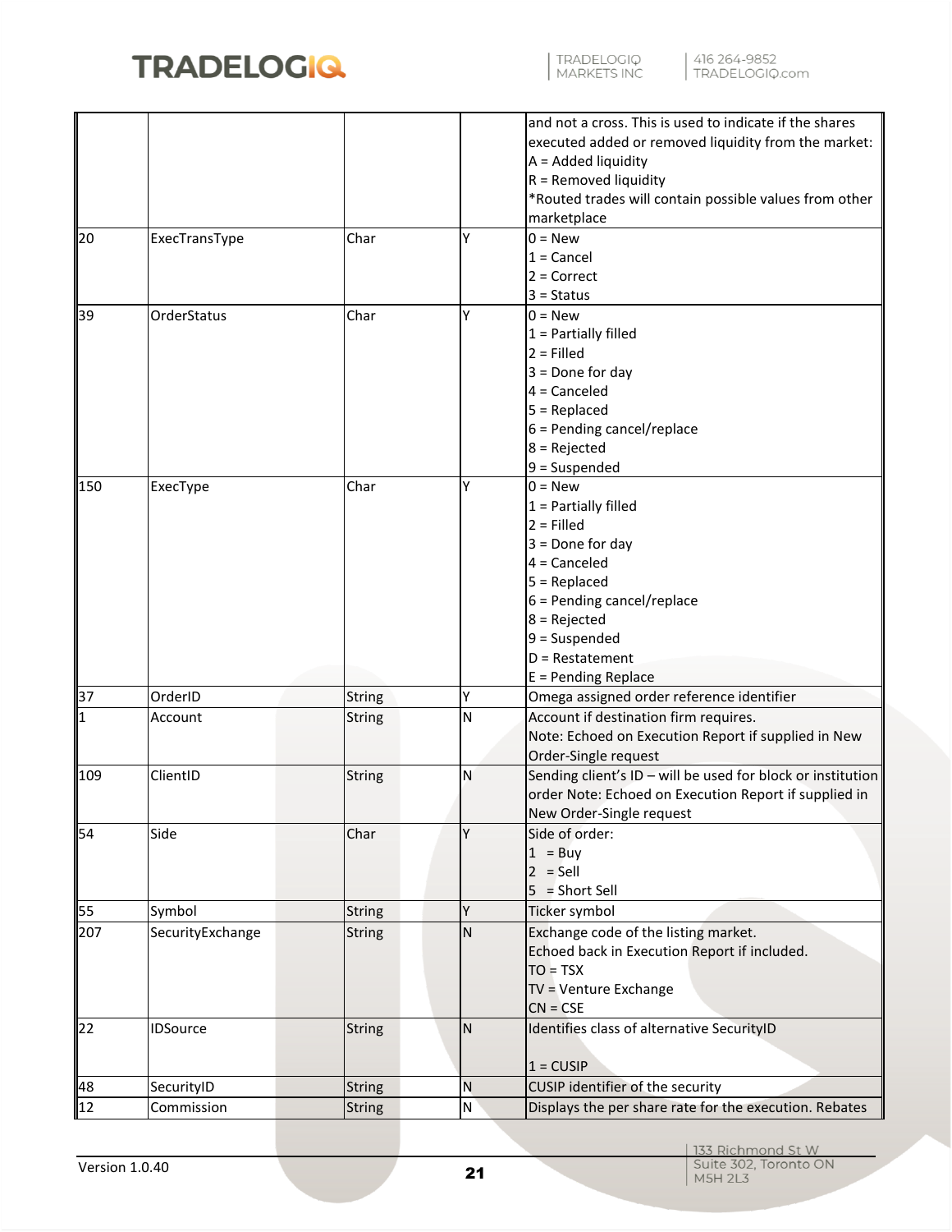| | | | | |
|---|---|---|---|---|
| | | | | and not a cross. This is used to indicate if the shares executed added or removed liquidity from the market:<br>A = Added liquidity<br>R = Removed liquidity<br>*Routed trades will contain possible values from other marketplace |
| 20 | ExecTransType | Char | Y | 0 = New<br>1 = Cancel<br>2 = Correct<br>3 = Status |
| 39 | OrderStatus | Char | Y | 0 = New<br>1 = Partially filled<br>2 = Filled<br>3 = Done for day<br>4 = Canceled<br>5 = Replaced<br>6 = Pending cancel/replace<br>8 = Rejected<br>9 = Suspended |
| 150 | ExecType | Char | Y | 0 = New<br>1 = Partially filled<br>2 = Filled<br>3 = Done for day<br>4 = Canceled<br>5 = Replaced<br>6 = Pending cancel/replace<br>8 = Rejected<br>9 = Suspended<br>D = Restatement<br>E = Pending Replace |
| 37 | OrderID | String | Y | Omega assigned order reference identifier |
| 1 | Account | String | N | Account if destination firm requires.<br>Note: Echoed on Execution Report if supplied in New Order-Single request |
| 109 | ClientID | String | N | Sending client's ID – will be used for block or institution order Note: Echoed on Execution Report if supplied in New Order-Single request |
| 54 | Side | Char | Y | Side of order:<br>1 = Buy<br>2 = Sell<br>5 = Short Sell |
| 55 | Symbol | String | Y | Ticker symbol |
| 207 | SecurityExchange | String | N | Exchange code of the listing market.<br>Echoed back in Execution Report if included.<br>TO = TSX<br>TV = Venture Exchange<br>CN = CSE |
| 22 | IDSource | String | N | Identifies class of alternative SecurityID<br><br>1 = CUSIP |
| 48 | SecurityID | String | N | CUSIP identifier of the security |
| 12 | Commission | String | N | Displays the per share rate for the execution. Rebates |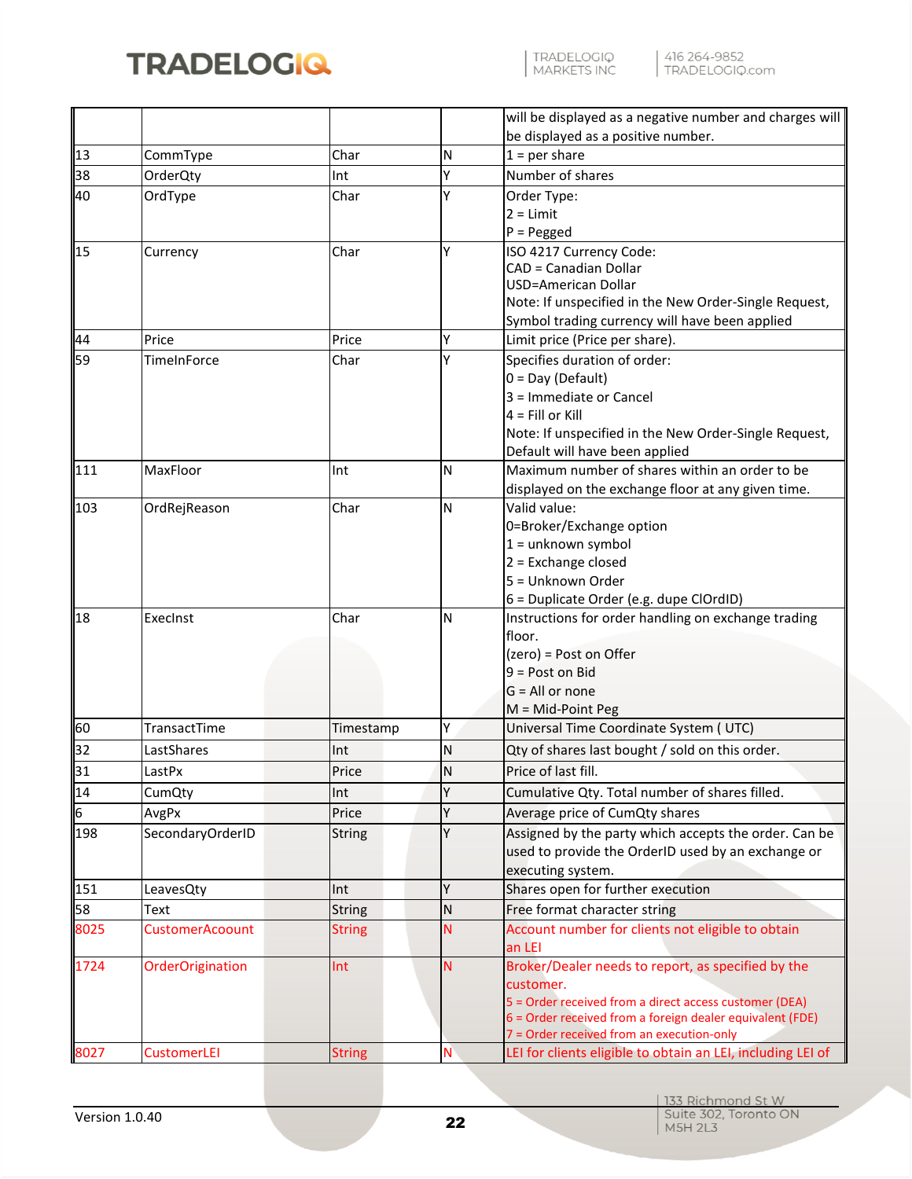| | | | | |
|---|---|---|---|---|
| | | | | will be displayed as a negative number and charges will be displayed as a positive number. |
| 13 | CommType | Char | N | 1 = per share |
| 38 | OrderQty | Int | Y | Number of shares |
| 40 | OrdType | Char | Y | Order Type:<br>2 = Limit<br>P = Pegged |
| 15 | Currency | Char | Y | ISO 4217 Currency Code:<br>CAD = Canadian Dollar<br>USD=American Dollar<br>Note: If unspecified in the New Order-Single Request, Symbol trading currency will have been applied |
| 44 | Price | Price | Y | Limit price (Price per share). |
| 59 | TimeInForce | Char | Y | Specifies duration of order:<br>0 = Day (Default)<br>3 = Immediate or Cancel<br>4 = Fill or Kill<br>Note: If unspecified in the New Order-Single Request, Default will have been applied |
| 111 | MaxFloor | Int | N | Maximum number of shares within an order to be displayed on the exchange floor at any given time. |
| 103 | OrdRejReason | Char | N | Valid value:<br>0=Broker/Exchange option<br>1 = unknown symbol<br>2 = Exchange closed<br>5 = Unknown Order<br>6 = Duplicate Order (e.g. dupe ClOrdID) |
| 18 | ExecInst | Char | N | Instructions for order handling on exchange trading floor.<br>(zero) = Post on Offer<br>9 = Post on Bid<br>G = All or none<br>M = Mid-Point Peg |
| 60 | TransactTime | Timestamp | Y | Universal Time Coordinate System ( UTC) |
| 32 | LastShares | Int | N | Qty of shares last bought / sold on this order. |
| 31 | LastPx | Price | N | Price of last fill. |
| 14 | CumQty | Int | Y | Cumulative Qty. Total number of shares filled. |
| 6 | AvgPx | Price | Y | Average price of CumQty shares |
| 198 | SecondaryOrderID | String | Y | Assigned by the party which accepts the order. Can be used to provide the OrderID used by an exchange or executing system. |
| 151 | LeavesQty | Int | Y | Shares open for further execution |
| 58 | Text | String | N | Free format character string |
| 8025 | CustomerAcoount | String | N | Account number for clients not eligible to obtain an LEI |
| 1724 | OrderOrigination | Int | N | Broker/Dealer needs to report, as specified by the customer.<br>5 = Order received from a direct access customer (DEA)<br>6 = Order received from a foreign dealer equivalent (FDE)<br>7 = Order received from an execution-only |
| 8027 | CustomerLEI | String | N | LEI for clients eligible to obtain an LEI, including LEI of |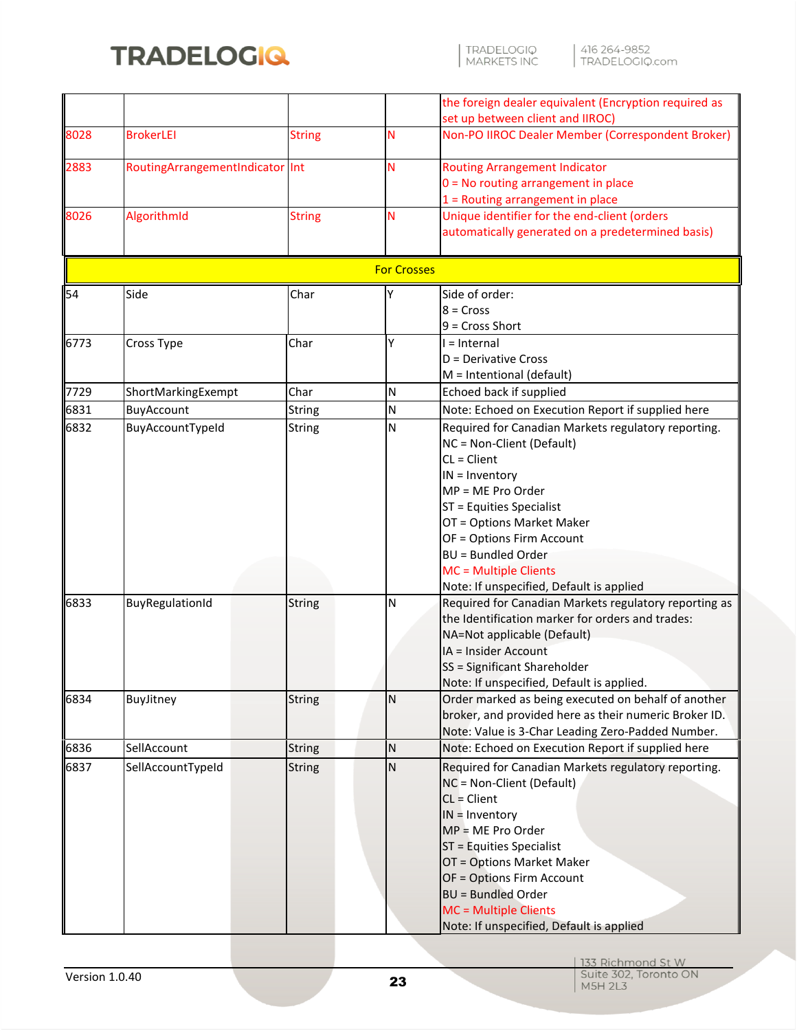| | | | | the foreign dealer equivalent (Encryption required as set up between client and IIROC) |
|---|---|---|---|---|
| 8028 | BrokerLEI | String | N | Non-PO IIROC Dealer Member (Correspondent Broker) |
| 2883 | RoutingArrangementIndicator | Int | N | Routing Arrangement Indicator<br>0 = No routing arrangement in place<br>1 = Routing arrangement in place |
| 8026 | AlgorithmId | String | N | Unique identifier for the end-client (orders automatically generated on a predetermined basis) |
| **For Crosses** | | | | |
| 54 | Side | Char | Y | Side of order:<br>8 = Cross<br>9 = Cross Short |
| 6773 | Cross Type | Char | Y | I = Internal<br>D = Derivative Cross<br>M = Intentional (default) |
| 7729 | ShortMarkingExempt | Char | N | Echoed back if supplied |
| 6831 | BuyAccount | String | N | Note: Echoed on Execution Report if supplied here |
| 6832 | BuyAccountTypeId | String | N | Required for Canadian Markets regulatory reporting.<br>NC = Non-Client (Default)<br>CL = Client<br>IN = Inventory<br>MP = ME Pro Order<br>ST = Equities Specialist<br>OT = Options Market Maker<br>OF = Options Firm Account<br>BU = Bundled Order<br>MC = Multiple Clients<br>Note: If unspecified, Default is applied |
| 6833 | BuyRegulationId | String | N | Required for Canadian Markets regulatory reporting as the Identification marker for orders and trades:<br>NA=Not applicable (Default)<br>IA = Insider Account<br>SS = Significant Shareholder<br>Note: If unspecified, Default is applied. |
| 6834 | BuyJitney | String | N | Order marked as being executed on behalf of another broker, and provided here as their numeric Broker ID.<br>Note: Value is 3-Char Leading Zero-Padded Number. |
| 6836 | SellAccount | String | N | Note: Echoed on Execution Report if supplied here |
| 6837 | SellAccountTypeId | String | N | Required for Canadian Markets regulatory reporting.<br>NC = Non-Client (Default)<br>CL = Client<br>IN = Inventory<br>MP = ME Pro Order<br>ST = Equities Specialist<br>OT = Options Market Maker<br>OF = Options Firm Account<br>BU = Bundled Order<br>MC = Multiple Clients<br>Note: If unspecified, Default is applied |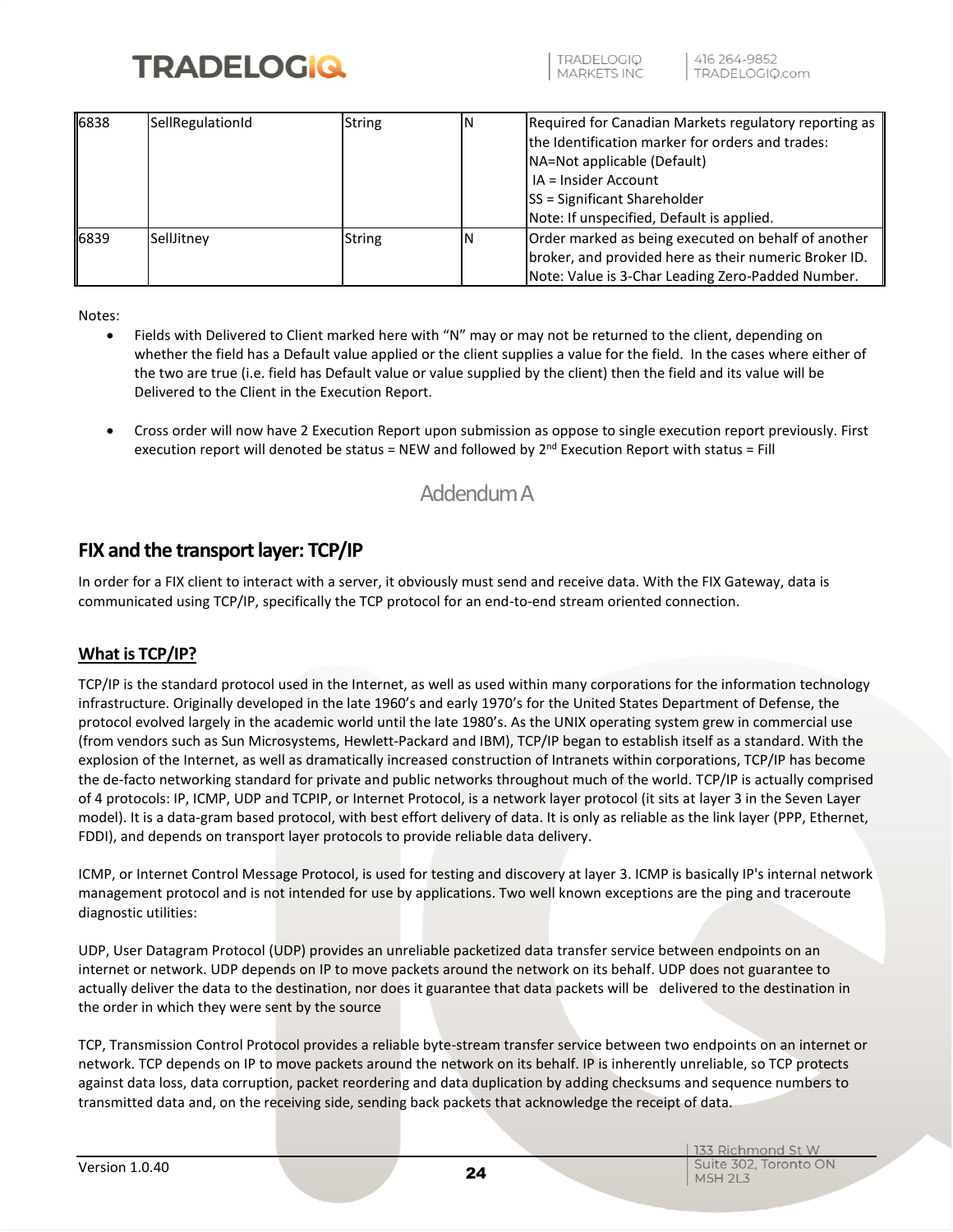| 6838 | SellRegulationId | String | N | Required for Canadian Markets regulatory reporting as the Identification marker for orders and trades:<br>NA=Not applicable (Default)<br>IA = Insider Account<br>SS = Significant Shareholder<br>Note: If unspecified, Default is applied. |
|---|---|---|---|---|
| 6839 | SellJitney | String | N | Order marked as being executed on behalf of another broker, and provided here as their numeric Broker ID.<br>Note: Value is 3-Char Leading Zero-Padded Number. |

Notes:

- Fields with Delivered to Client marked here with “N” may or may not be returned to the client, depending on whether the field has a Default value applied or the client supplies a value for the field. In the cases where either of the two are true (i.e. field has Default value or value supplied by the client) then the field and its value will be Delivered to the Client in the Execution Report.

- Cross order will now have 2 Execution Report upon submission as oppose to single execution report previously. First execution report will denoted be status = NEW and followed by 2nd Execution Report with status = Fill

# Addendum A

## FIX and the transport layer: TCP/IP

In order for a FIX client to interact with a server, it obviously must send and receive data. With the FIX Gateway, data is communicated using TCP/IP, specifically the TCP protocol for an end-to-end stream oriented connection.

### What is TCP/IP?

TCP/IP is the standard protocol used in the Internet, as well as used within many corporations for the information technology infrastructure. Originally developed in the late 1960’s and early 1970’s for the United States Department of Defense, the protocol evolved largely in the academic world until the late 1980’s. As the UNIX operating system grew in commercial use (from vendors such as Sun Microsystems, Hewlett-Packard and IBM), TCP/IP began to establish itself as a standard. With the explosion of the Internet, as well as dramatically increased construction of Intranets within corporations, TCP/IP has become the de-facto networking standard for private and public networks throughout much of the world. TCP/IP is actually comprised of 4 protocols: IP, ICMP, UDP and TCPIP, or Internet Protocol, is a network layer protocol (it sits at layer 3 in the Seven Layer model). It is a data-gram based protocol, with best effort delivery of data. It is only as reliable as the link layer (PPP, Ethernet, FDDI), and depends on transport layer protocols to provide reliable data delivery.

ICMP, or Internet Control Message Protocol, is used for testing and discovery at layer 3. ICMP is basically IP's internal network management protocol and is not intended for use by applications. Two well known exceptions are the ping and traceroute diagnostic utilities:

UDP, User Datagram Protocol (UDP) provides an unreliable packetized data transfer service between endpoints on an internet or network. UDP depends on IP to move packets around the network on its behalf. UDP does not guarantee to actually deliver the data to the destination, nor does it guarantee that data packets will be delivered to the destination in the order in which they were sent by the source

TCP, Transmission Control Protocol provides a reliable byte-stream transfer service between two endpoints on an internet or network. TCP depends on IP to move packets around the network on its behalf. IP is inherently unreliable, so TCP protects against data loss, data corruption, packet reordering and data duplication by adding checksums and sequence numbers to transmitted data and, on the receiving side, sending back packets that acknowledge the receipt of data.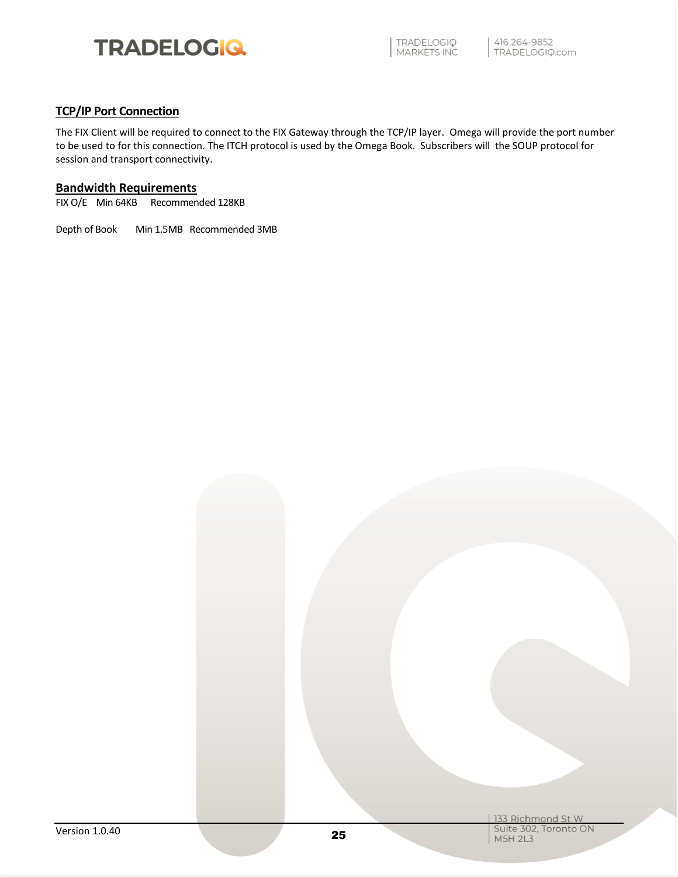## TCP/IP Port Connection

The FIX Client will be required to connect to the FIX Gateway through the TCP/IP layer. Omega will provide the port number to be used to for this connection. The ITCH protocol is used by the Omega Book. Subscribers will the SOUP protocol for session and transport connectivity.

## Bandwidth Requirements

| | | |
|---|---|---|
| FIX O/E | Min 64KB | Recommended 128KB |
| Depth of Book | Min 1.5MB | Recommended 3MB |